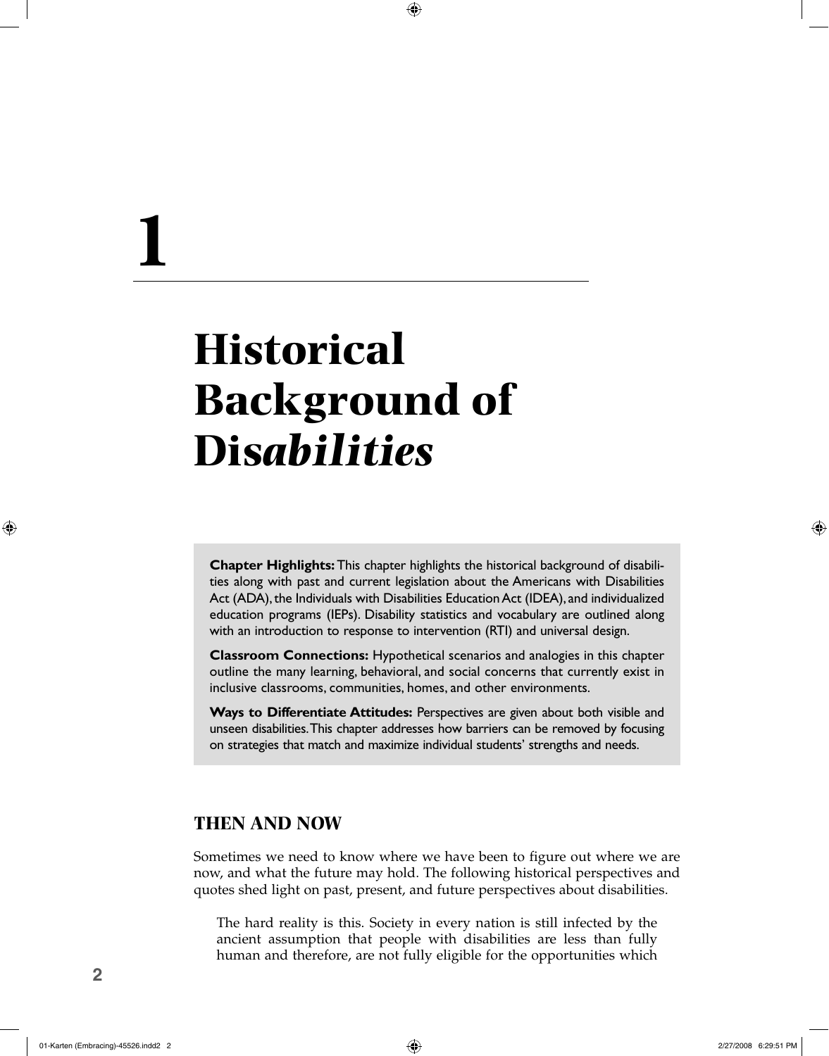# 1

# Historical Background of Dis*abilities*

**Chapter Highlights:** This chapter highlights the historical background of disabilities along with past and current legislation about the Americans with Disabilities Act (ADA), the Individuals with Disabilities Education Act (IDEA), and individualized education programs (IEPs). Disability statistics and vocabulary are outlined along with an introduction to response to intervention (RTI) and universal design.

**Classroom Connections:** Hypothetical scenarios and analogies in this chapter outline the many learning, behavioral, and social concerns that currently exist in inclusive classrooms, communities, homes, and other environments.

**Ways to Differentiate Attitudes:** Perspectives are given about both visible and unseen disabilities. This chapter addresses how barriers can be removed by focusing on strategies that match and maximize individual students' strengths and needs.

## THEN AND NOW

Sometimes we need to know where we have been to figure out where we are now, and what the future may hold. The following historical perspectives and quotes shed light on past, present, and future perspectives about disabilities.

> The hard reality is this. Society in every nation is still infected by the ancient assumption that people with disabilities are less than fully human and therefore, are not fully eligible for the opportunities which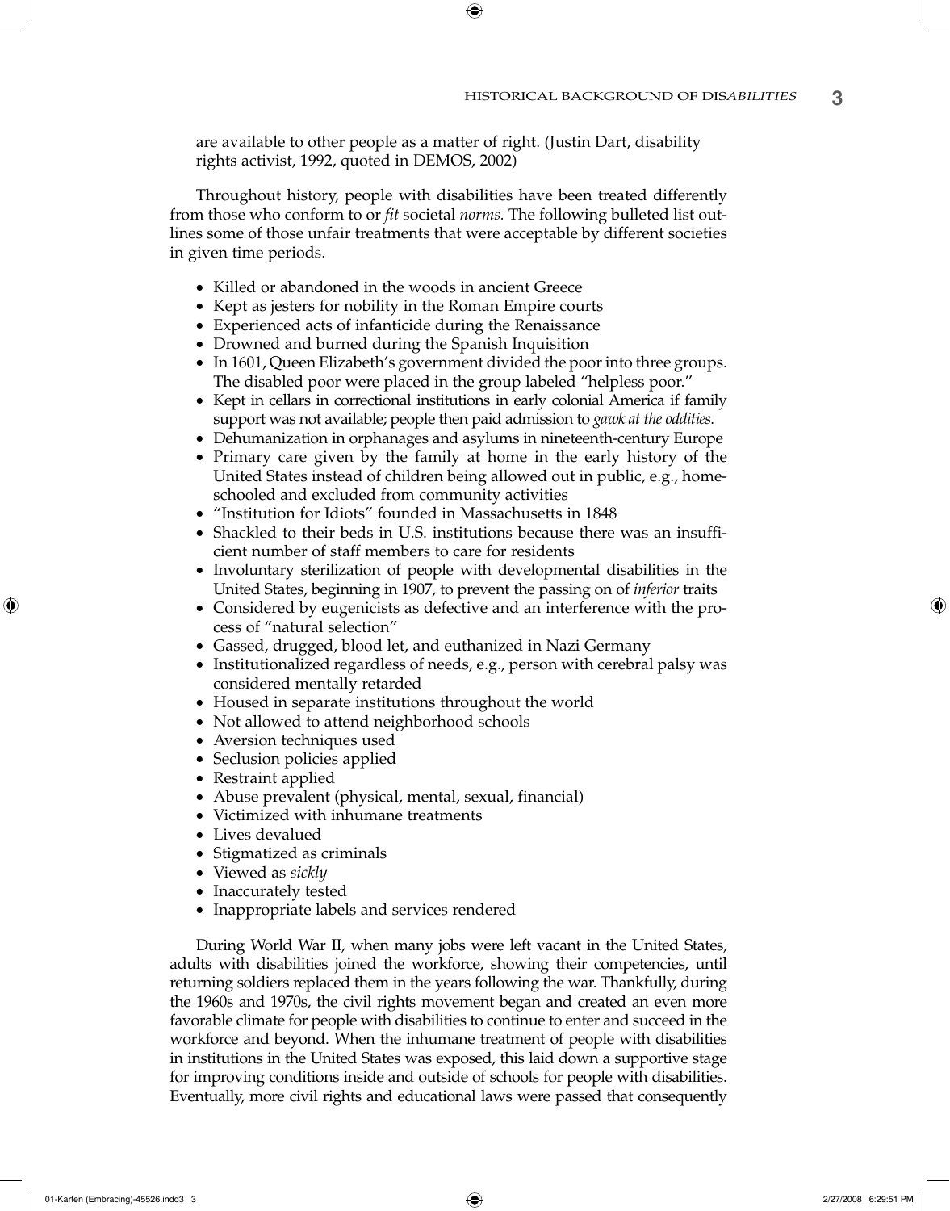are available to other people as a matter of right. (Justin Dart, disability rights activist, 1992, quoted in DEMOS, 2002)

Throughout history, people with disabilities have been treated differently from those who conform to or *fit* societal *norms.* The following bulleted list outlines some of those unfair treatments that were acceptable by different societies in given time periods.

- Killed or abandoned in the woods in ancient Greece
- Kept as jesters for nobility in the Roman Empire courts
- Experienced acts of infanticide during the Renaissance
- Drowned and burned during the Spanish Inquisition
- In 1601, Queen Elizabeth's government divided the poor into three groups. The disabled poor were placed in the group labeled "helpless poor."
- Kept in cellars in correctional institutions in early colonial America if family support was not available; people then paid admission to *gawk at the oddities.*
- Dehumanization in orphanages and asylums in nineteenth-century Europe
- Primary care given by the family at home in the early history of the United States instead of children being allowed out in public, e.g., home-schooled and excluded from community activities
- "Institution for Idiots" founded in Massachusetts in 1848
- Shackled to their beds in U.S. institutions because there was an insufficient number of staff members to care for residents
- Involuntary sterilization of people with developmental disabilities in the United States, beginning in 1907, to prevent the passing on of *inferior* traits
- Considered by eugenicists as defective and an interference with the process of "natural selection"
- Gassed, drugged, blood let, and euthanized in Nazi Germany
- Institutionalized regardless of needs, e.g., person with cerebral palsy was considered mentally retarded
- Housed in separate institutions throughout the world
- Not allowed to attend neighborhood schools
- Aversion techniques used
- Seclusion policies applied
- Restraint applied
- Abuse prevalent (physical, mental, sexual, financial)
- Victimized with inhumane treatments
- Lives devalued
- Stigmatized as criminals
- Viewed as *sickly*
- Inaccurately tested
- Inappropriate labels and services rendered

During World War II, when many jobs were left vacant in the United States, adults with disabilities joined the workforce, showing their competencies, until returning soldiers replaced them in the years following the war. Thankfully, during the 1960s and 1970s, the civil rights movement began and created an even more favorable climate for people with disabilities to continue to enter and succeed in the workforce and beyond. When the inhumane treatment of people with disabilities in institutions in the United States was exposed, this laid down a supportive stage for improving conditions inside and outside of schools for people with disabilities. Eventually, more civil rights and educational laws were passed that consequently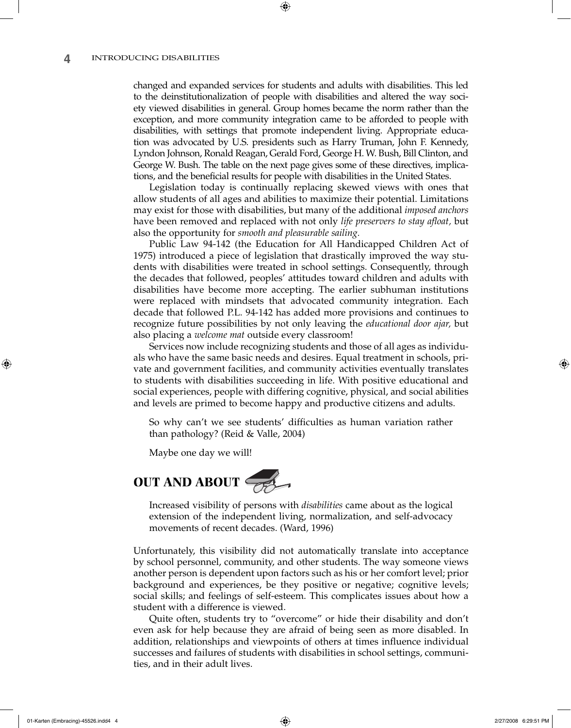changed and expanded services for students and adults with disabilities. This led to the deinstitutionalization of people with disabilities and altered the way society viewed disabilities in general. Group homes became the norm rather than the exception, and more community integration came to be afforded to people with disabilities, with settings that promote independent living. Appropriate education was advocated by U.S. presidents such as Harry Truman, John F. Kennedy, Lyndon Johnson, Ronald Reagan, Gerald Ford, George H. W. Bush, Bill Clinton, and George W. Bush. The table on the next page gives some of these directives, implications, and the beneficial results for people with disabilities in the United States.

Legislation today is continually replacing skewed views with ones that allow students of all ages and abilities to maximize their potential. Limitations may exist for those with disabilities, but many of the additional *imposed anchors* have been removed and replaced with not only *life preservers to stay afloat,* but also the opportunity for *smooth and pleasurable sailing.*

Public Law 94-142 (the Education for All Handicapped Children Act of 1975) introduced a piece of legislation that drastically improved the way students with disabilities were treated in school settings. Consequently, through the decades that followed, peoples' attitudes toward children and adults with disabilities have become more accepting. The earlier subhuman institutions were replaced with mindsets that advocated community integration. Each decade that followed P.L. 94-142 has added more provisions and continues to recognize future possibilities by not only leaving the *educational door ajar,* but also placing a *welcome mat* outside every classroom!

Services now include recognizing students and those of all ages as individuals who have the same basic needs and desires. Equal treatment in schools, private and government facilities, and community activities eventually translates to students with disabilities succeeding in life. With positive educational and social experiences, people with differing cognitive, physical, and social abilities and levels are primed to become happy and productive citizens and adults.

> So why can't we see students' difficulties as human variation rather than pathology? (Reid & Valle, 2004)
>
> Maybe one day we will!

## OUT AND ABOUT

> Increased visibility of persons with *disabilities* came about as the logical extension of the independent living, normalization, and self-advocacy movements of recent decades. (Ward, 1996)

Unfortunately, this visibility did not automatically translate into acceptance by school personnel, community, and other students. The way someone views another person is dependent upon factors such as his or her comfort level; prior background and experiences, be they positive or negative; cognitive levels; social skills; and feelings of self-esteem. This complicates issues about how a student with a difference is viewed.

Quite often, students try to "overcome" or hide their disability and don't even ask for help because they are afraid of being seen as more disabled. In addition, relationships and viewpoints of others at times influence individual successes and failures of students with disabilities in school settings, communities, and in their adult lives.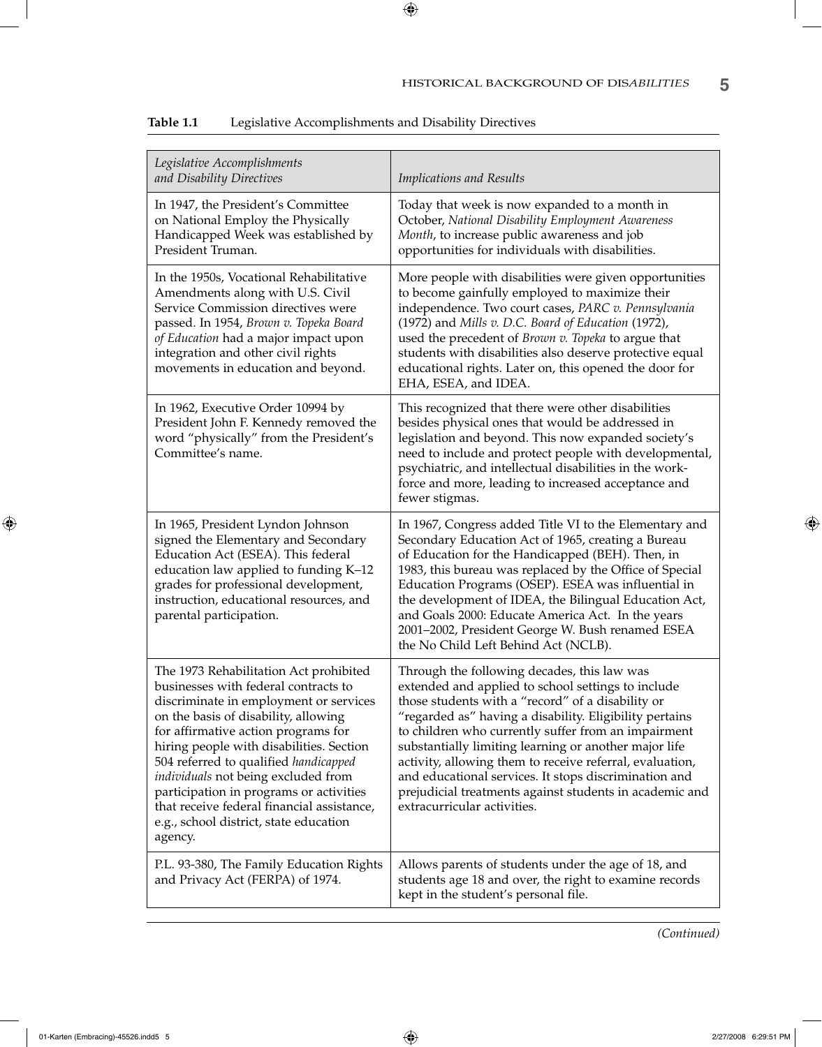**Table 1.1** Legislative Accomplishments and Disability Directives

| *Legislative Accomplishments and Disability Directives* | *Implications and Results* |
|---|---|
| In 1947, the President's Committee on National Employ the Physically Handicapped Week was established by President Truman. | Today that week is now expanded to a month in October, *National Disability Employment Awareness Month*, to increase public awareness and job opportunities for individuals with disabilities. |
| In the 1950s, Vocational Rehabilitative Amendments along with U.S. Civil Service Commission directives were passed. In 1954, *Brown v. Topeka Board of Education* had a major impact upon integration and other civil rights movements in education and beyond. | More people with disabilities were given opportunities to become gainfully employed to maximize their independence. Two court cases, *PARC v. Pennsylvania* (1972) and *Mills v. D.C. Board of Education* (1972), used the precedent of *Brown v. Topeka* to argue that students with disabilities also deserve protective equal educational rights. Later on, this opened the door for EHA, ESEA, and IDEA. |
| In 1962, Executive Order 10994 by President John F. Kennedy removed the word "physically" from the President's Committee's name. | This recognized that there were other disabilities besides physical ones that would be addressed in legislation and beyond. This now expanded society's need to include and protect people with developmental, psychiatric, and intellectual disabilities in the workforce and more, leading to increased acceptance and fewer stigmas. |
| In 1965, President Lyndon Johnson signed the Elementary and Secondary Education Act (ESEA). This federal education law applied to funding K–12 grades for professional development, instruction, educational resources, and parental participation. | In 1967, Congress added Title VI to the Elementary and Secondary Education Act of 1965, creating a Bureau of Education for the Handicapped (BEH). Then, in 1983, this bureau was replaced by the Office of Special Education Programs (OSEP). ESEA was influential in the development of IDEA, the Bilingual Education Act, and Goals 2000: Educate America Act. In the years 2001–2002, President George W. Bush renamed ESEA the No Child Left Behind Act (NCLB). |
| The 1973 Rehabilitation Act prohibited businesses with federal contracts to discriminate in employment or services on the basis of disability, allowing for affirmative action programs for hiring people with disabilities. Section 504 referred to qualified *handicapped individuals* not being excluded from participation in programs or activities that receive federal financial assistance, e.g., school district, state education agency. | Through the following decades, this law was extended and applied to school settings to include those students with a "record" of a disability or "regarded as" having a disability. Eligibility pertains to children who currently suffer from an impairment substantially limiting learning or another major life activity, allowing them to receive referral, evaluation, and educational services. It stops discrimination and prejudicial treatments against students in academic and extracurricular activities. |
| P.L. 93-380, The Family Education Rights and Privacy Act (FERPA) of 1974. | Allows parents of students under the age of 18, and students age 18 and over, the right to examine records kept in the student's personal file. |

*(Continued)*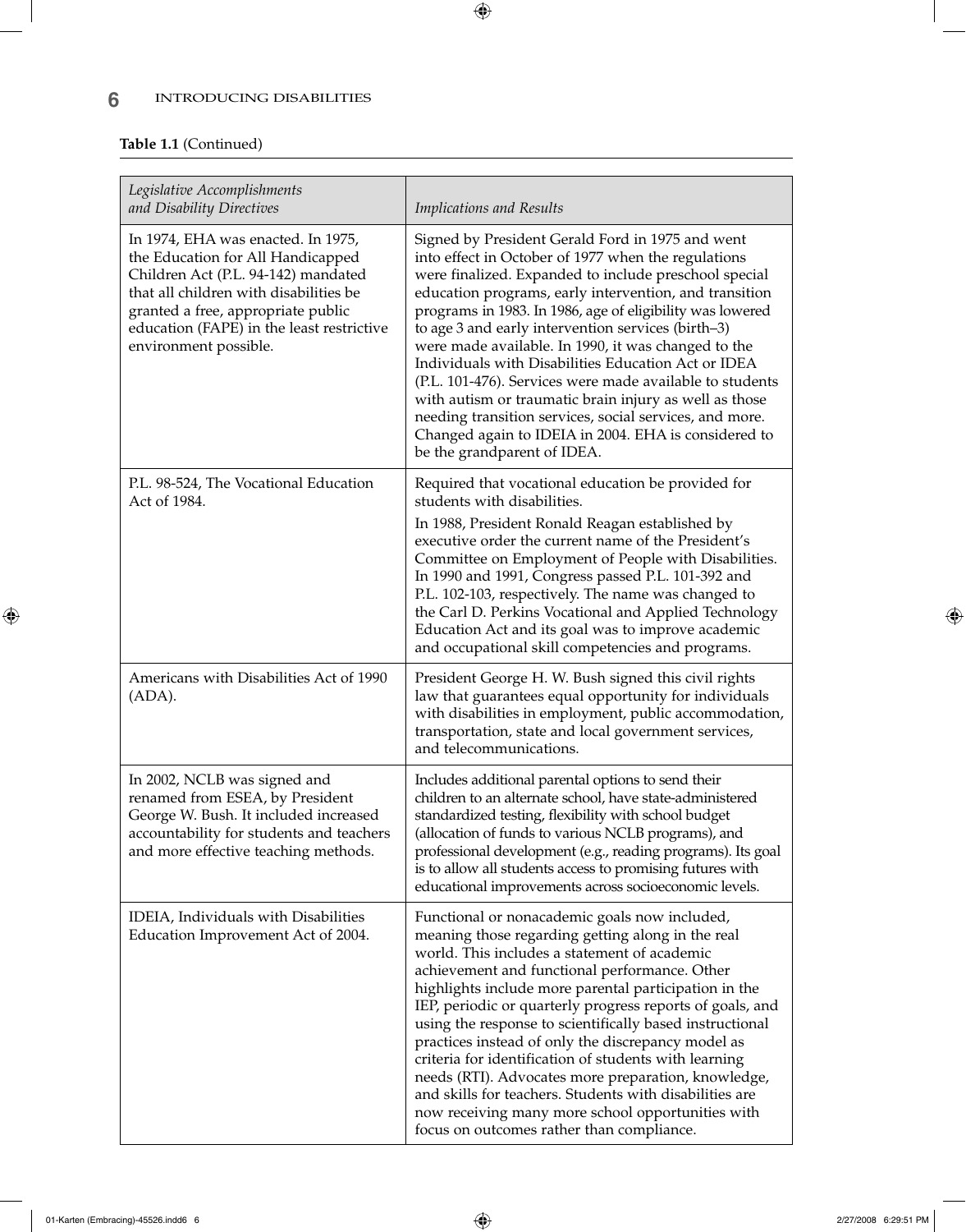**Table 1.1** (Continued)

| *Legislative Accomplishments and Disability Directives* | *Implications and Results* |
|---|---|
| In 1974, EHA was enacted. In 1975, the Education for All Handicapped Children Act (P.L. 94-142) mandated that all children with disabilities be granted a free, appropriate public education (FAPE) in the least restrictive environment possible. | Signed by President Gerald Ford in 1975 and went into effect in October of 1977 when the regulations were finalized. Expanded to include preschool special education programs, early intervention, and transition programs in 1983. In 1986, age of eligibility was lowered to age 3 and early intervention services (birth–3) were made available. In 1990, it was changed to the Individuals with Disabilities Education Act or IDEA (P.L. 101-476). Services were made available to students with autism or traumatic brain injury as well as those needing transition services, social services, and more. Changed again to IDEIA in 2004. EHA is considered to be the grandparent of IDEA. |
| P.L. 98-524, The Vocational Education Act of 1984. | Required that vocational education be provided for students with disabilities. In 1988, President Ronald Reagan established by executive order the current name of the President's Committee on Employment of People with Disabilities. In 1990 and 1991, Congress passed P.L. 101-392 and P.L. 102-103, respectively. The name was changed to the Carl D. Perkins Vocational and Applied Technology Education Act and its goal was to improve academic and occupational skill competencies and programs. |
| Americans with Disabilities Act of 1990 (ADA). | President George H. W. Bush signed this civil rights law that guarantees equal opportunity for individuals with disabilities in employment, public accommodation, transportation, state and local government services, and telecommunications. |
| In 2002, NCLB was signed and renamed from ESEA, by President George W. Bush. It included increased accountability for students and teachers and more effective teaching methods. | Includes additional parental options to send their children to an alternate school, have state-administered standardized testing, flexibility with school budget (allocation of funds to various NCLB programs), and professional development (e.g., reading programs). Its goal is to allow all students access to promising futures with educational improvements across socioeconomic levels. |
| IDEIA, Individuals with Disabilities Education Improvement Act of 2004. | Functional or nonacademic goals now included, meaning those regarding getting along in the real world. This includes a statement of academic achievement and functional performance. Other highlights include more parental participation in the IEP, periodic or quarterly progress reports of goals, and using the response to scientifically based instructional practices instead of only the discrepancy model as criteria for identification of students with learning needs (RTI). Advocates more preparation, knowledge, and skills for teachers. Students with disabilities are now receiving many more school opportunities with focus on outcomes rather than compliance. |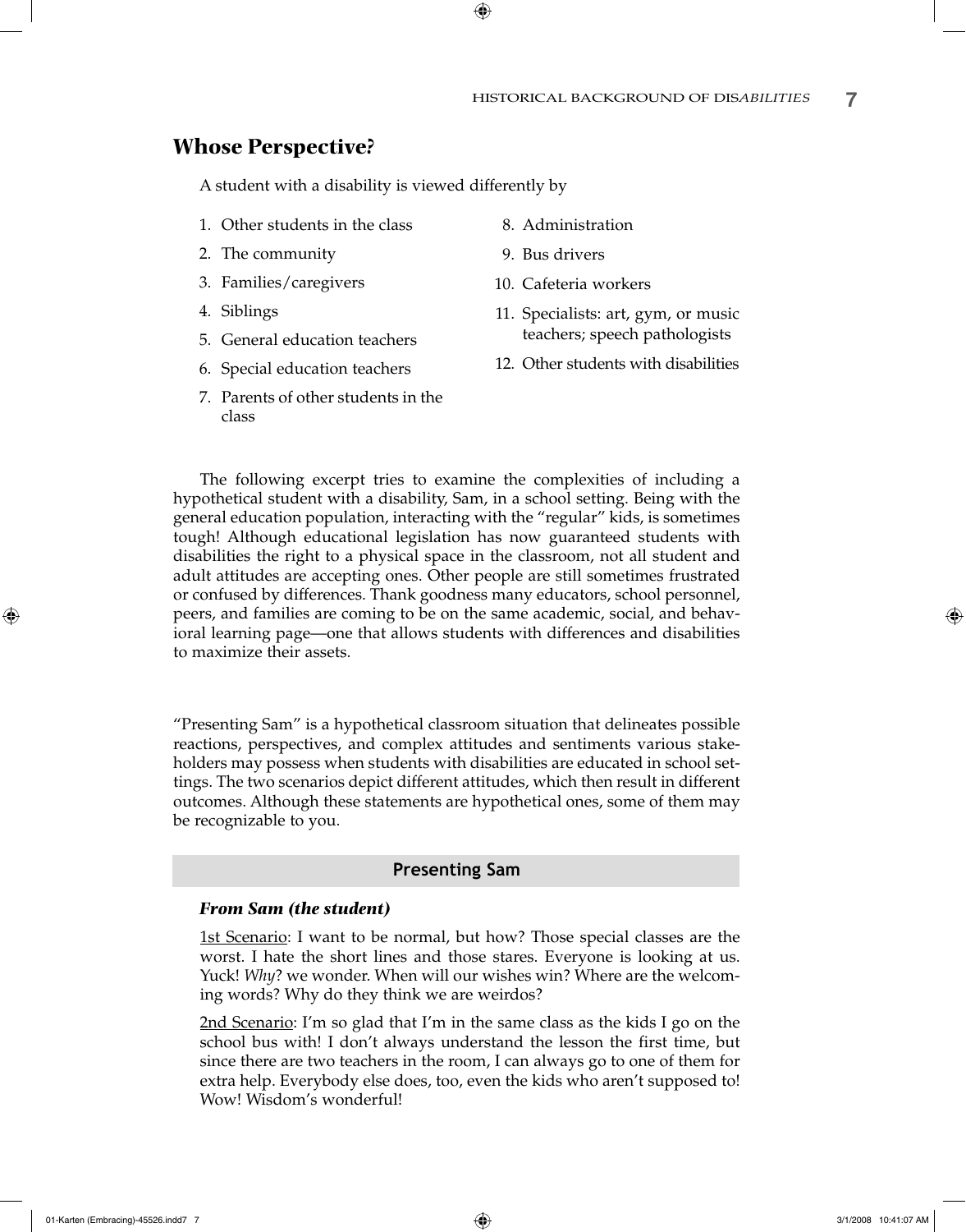## Whose Perspective?

A student with a disability is viewed differently by

1. Other students in the class
2. The community
3. Families/caregivers
4. Siblings
5. General education teachers
6. Special education teachers
7. Parents of other students in the class
8. Administration
9. Bus drivers
10. Cafeteria workers
11. Specialists: art, gym, or music teachers; speech pathologists
12. Other students with disabilities

The following excerpt tries to examine the complexities of including a hypothetical student with a disability, Sam, in a school setting. Being with the general education population, interacting with the "regular" kids, is sometimes tough! Although educational legislation has now guaranteed students with disabilities the right to a physical space in the classroom, not all student and adult attitudes are accepting ones. Other people are still sometimes frustrated or confused by differences. Thank goodness many educators, school personnel, peers, and families are coming to be on the same academic, social, and behavioral learning page—one that allows students with differences and disabilities to maximize their assets.

"Presenting Sam" is a hypothetical classroom situation that delineates possible reactions, perspectives, and complex attitudes and sentiments various stakeholders may possess when students with disabilities are educated in school settings. The two scenarios depict different attitudes, which then result in different outcomes. Although these statements are hypothetical ones, some of them may be recognizable to you.

### Presenting Sam

***From Sam (the student)***

1st Scenario: I want to be normal, but how? Those special classes are the worst. I hate the short lines and those stares. Everyone is looking at us. Yuck! *Why*? we wonder. When will our wishes win? Where are the welcoming words? Why do they think we are weirdos?

2nd Scenario: I'm so glad that I'm in the same class as the kids I go on the school bus with! I don't always understand the lesson the first time, but since there are two teachers in the room, I can always go to one of them for extra help. Everybody else does, too, even the kids who aren't supposed to! Wow! Wisdom's wonderful!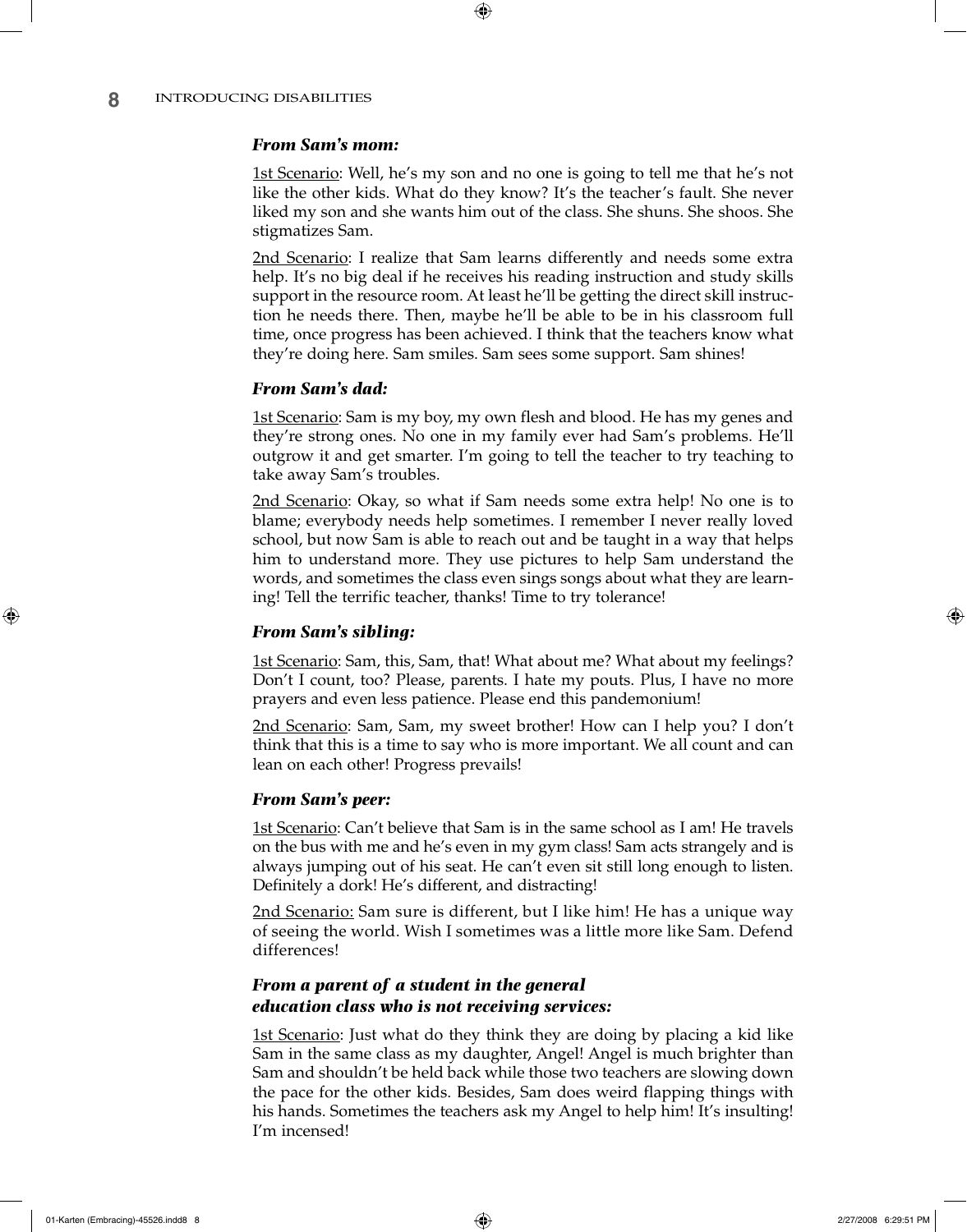***From Sam's mom:***

1st Scenario: Well, he's my son and no one is going to tell me that he's not like the other kids. What do they know? It's the teacher's fault. She never liked my son and she wants him out of the class. She shuns. She shoos. She stigmatizes Sam.

2nd Scenario: I realize that Sam learns differently and needs some extra help. It's no big deal if he receives his reading instruction and study skills support in the resource room. At least he'll be getting the direct skill instruction he needs there. Then, maybe he'll be able to be in his classroom full time, once progress has been achieved. I think that the teachers know what they're doing here. Sam smiles. Sam sees some support. Sam shines!

***From Sam's dad:***

1st Scenario: Sam is my boy, my own flesh and blood. He has my genes and they're strong ones. No one in my family ever had Sam's problems. He'll outgrow it and get smarter. I'm going to tell the teacher to try teaching to take away Sam's troubles.

2nd Scenario: Okay, so what if Sam needs some extra help! No one is to blame; everybody needs help sometimes. I remember I never really loved school, but now Sam is able to reach out and be taught in a way that helps him to understand more. They use pictures to help Sam understand the words, and sometimes the class even sings songs about what they are learning! Tell the terrific teacher, thanks! Time to try tolerance!

***From Sam's sibling:***

1st Scenario: Sam, this, Sam, that! What about me? What about my feelings? Don't I count, too? Please, parents. I hate my pouts. Plus, I have no more prayers and even less patience. Please end this pandemonium!

2nd Scenario: Sam, Sam, my sweet brother! How can I help you? I don't think that this is a time to say who is more important. We all count and can lean on each other! Progress prevails!

***From Sam's peer:***

1st Scenario: Can't believe that Sam is in the same school as I am! He travels on the bus with me and he's even in my gym class! Sam acts strangely and is always jumping out of his seat. He can't even sit still long enough to listen. Definitely a dork! He's different, and distracting!

2nd Scenario: Sam sure is different, but I like him! He has a unique way of seeing the world. Wish I sometimes was a little more like Sam. Defend differences!

***From a parent of a student in the general education class who is not receiving services:***

1st Scenario: Just what do they think they are doing by placing a kid like Sam in the same class as my daughter, Angel! Angel is much brighter than Sam and shouldn't be held back while those two teachers are slowing down the pace for the other kids. Besides, Sam does weird flapping things with his hands. Sometimes the teachers ask my Angel to help him! It's insulting! I'm incensed!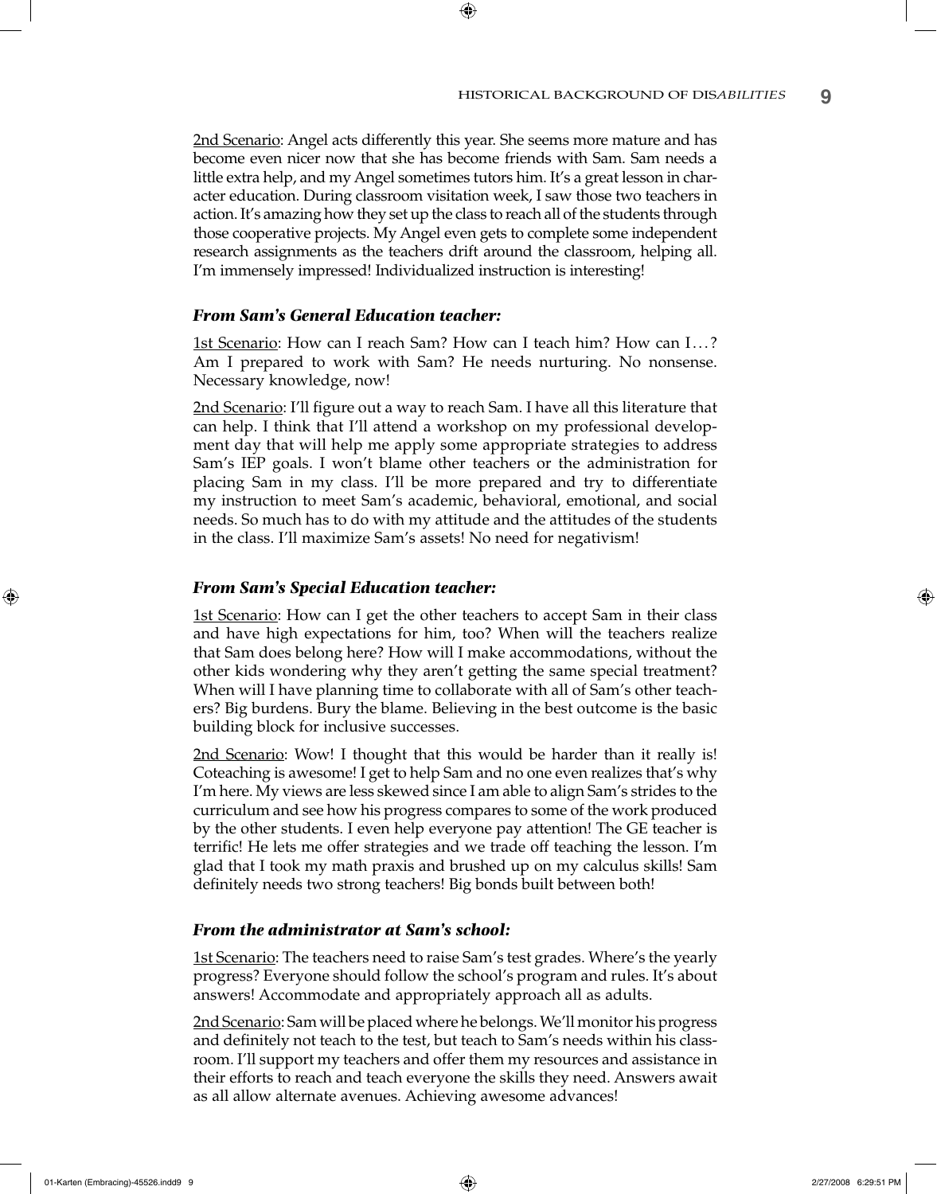<u>2nd Scenario</u>: Angel acts differently this year. She seems more mature and has become even nicer now that she has become friends with Sam. Sam needs a little extra help, and my Angel sometimes tutors him. It's a great lesson in character education. During classroom visitation week, I saw those two teachers in action. It's amazing how they set up the class to reach all of the students through those cooperative projects. My Angel even gets to complete some independent research assignments as the teachers drift around the classroom, helping all. I'm immensely impressed! Individualized instruction is interesting!

***From Sam's General Education teacher:***

<u>1st Scenario</u>: How can I reach Sam? How can I teach him? How can I…? Am I prepared to work with Sam? He needs nurturing. No nonsense. Necessary knowledge, now!

<u>2nd Scenario</u>: I'll figure out a way to reach Sam. I have all this literature that can help. I think that I'll attend a workshop on my professional development day that will help me apply some appropriate strategies to address Sam's IEP goals. I won't blame other teachers or the administration for placing Sam in my class. I'll be more prepared and try to differentiate my instruction to meet Sam's academic, behavioral, emotional, and social needs. So much has to do with my attitude and the attitudes of the students in the class. I'll maximize Sam's assets! No need for negativism!

***From Sam's Special Education teacher:***

<u>1st Scenario</u>: How can I get the other teachers to accept Sam in their class and have high expectations for him, too? When will the teachers realize that Sam does belong here? How will I make accommodations, without the other kids wondering why they aren't getting the same special treatment? When will I have planning time to collaborate with all of Sam's other teachers? Big burdens. Bury the blame. Believing in the best outcome is the basic building block for inclusive successes.

<u>2nd Scenario</u>: Wow! I thought that this would be harder than it really is! Coteaching is awesome! I get to help Sam and no one even realizes that's why I'm here. My views are less skewed since I am able to align Sam's strides to the curriculum and see how his progress compares to some of the work produced by the other students. I even help everyone pay attention! The GE teacher is terrific! He lets me offer strategies and we trade off teaching the lesson. I'm glad that I took my math praxis and brushed up on my calculus skills! Sam definitely needs two strong teachers! Big bonds built between both!

***From the administrator at Sam's school:***

<u>1st Scenario</u>: The teachers need to raise Sam's test grades. Where's the yearly progress? Everyone should follow the school's program and rules. It's about answers! Accommodate and appropriately approach all as adults.

<u>2nd Scenario</u>: Sam will be placed where he belongs. We'll monitor his progress and definitely not teach to the test, but teach to Sam's needs within his classroom. I'll support my teachers and offer them my resources and assistance in their efforts to reach and teach everyone the skills they need. Answers await as all allow alternate avenues. Achieving awesome advances!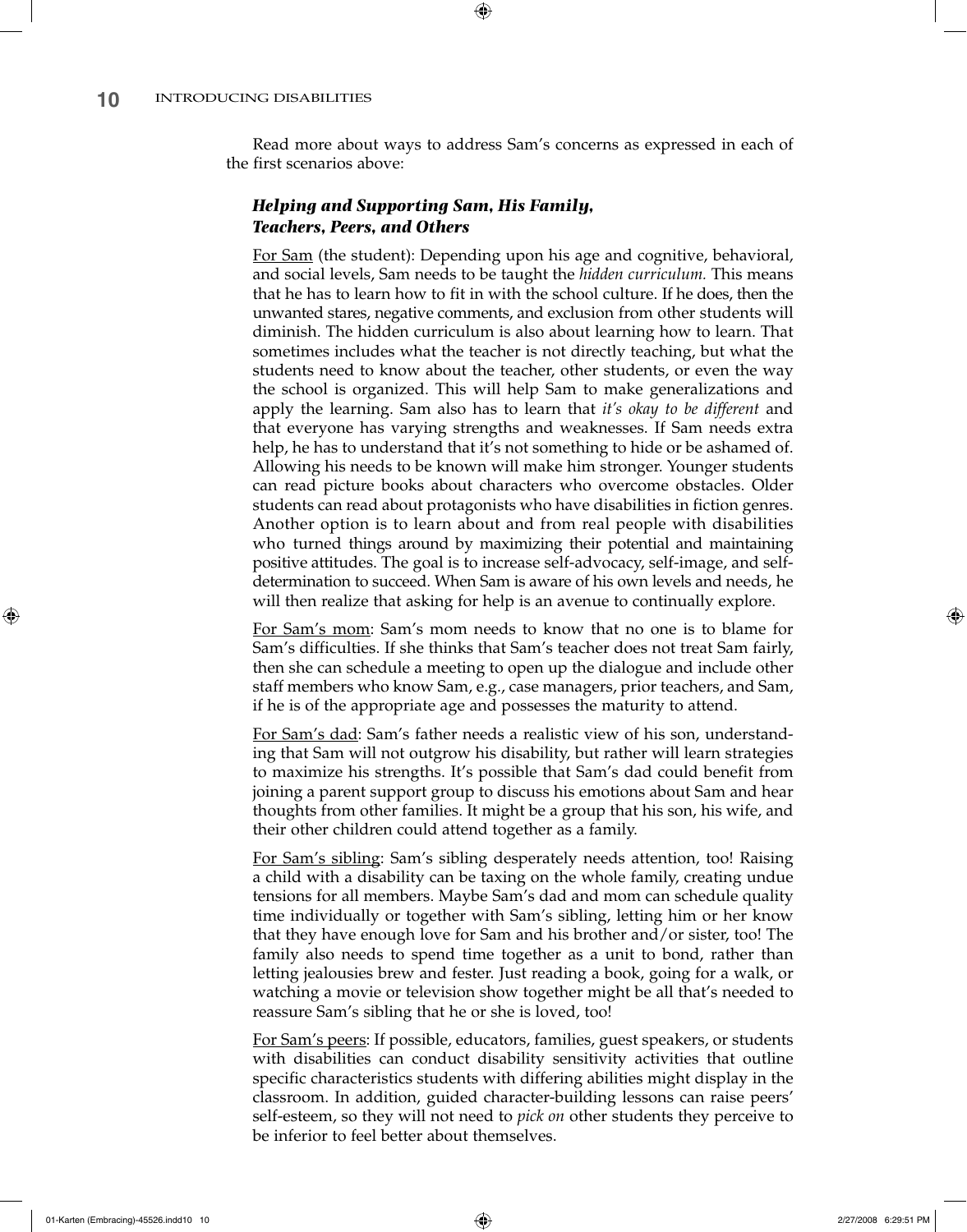Read more about ways to address Sam's concerns as expressed in each of the first scenarios above:

### *Helping and Supporting Sam, His Family, Teachers, Peers, and Others*

For Sam (the student): Depending upon his age and cognitive, behavioral, and social levels, Sam needs to be taught the *hidden curriculum.* This means that he has to learn how to fit in with the school culture. If he does, then the unwanted stares, negative comments, and exclusion from other students will diminish. The hidden curriculum is also about learning how to learn. That sometimes includes what the teacher is not directly teaching, but what the students need to know about the teacher, other students, or even the way the school is organized. This will help Sam to make generalizations and apply the learning. Sam also has to learn that *it's okay to be different* and that everyone has varying strengths and weaknesses. If Sam needs extra help, he has to understand that it's not something to hide or be ashamed of. Allowing his needs to be known will make him stronger. Younger students can read picture books about characters who overcome obstacles. Older students can read about protagonists who have disabilities in fiction genres. Another option is to learn about and from real people with disabilities who turned things around by maximizing their potential and maintaining positive attitudes. The goal is to increase self-advocacy, self-image, and self-determination to succeed. When Sam is aware of his own levels and needs, he will then realize that asking for help is an avenue to continually explore.

For Sam's mom: Sam's mom needs to know that no one is to blame for Sam's difficulties. If she thinks that Sam's teacher does not treat Sam fairly, then she can schedule a meeting to open up the dialogue and include other staff members who know Sam, e.g., case managers, prior teachers, and Sam, if he is of the appropriate age and possesses the maturity to attend.

For Sam's dad: Sam's father needs a realistic view of his son, understanding that Sam will not outgrow his disability, but rather will learn strategies to maximize his strengths. It's possible that Sam's dad could benefit from joining a parent support group to discuss his emotions about Sam and hear thoughts from other families. It might be a group that his son, his wife, and their other children could attend together as a family.

For Sam's sibling: Sam's sibling desperately needs attention, too! Raising a child with a disability can be taxing on the whole family, creating undue tensions for all members. Maybe Sam's dad and mom can schedule quality time individually or together with Sam's sibling, letting him or her know that they have enough love for Sam and his brother and/or sister, too! The family also needs to spend time together as a unit to bond, rather than letting jealousies brew and fester. Just reading a book, going for a walk, or watching a movie or television show together might be all that's needed to reassure Sam's sibling that he or she is loved, too!

For Sam's peers: If possible, educators, families, guest speakers, or students with disabilities can conduct disability sensitivity activities that outline specific characteristics students with differing abilities might display in the classroom. In addition, guided character-building lessons can raise peers' self-esteem, so they will not need to *pick on* other students they perceive to be inferior to feel better about themselves.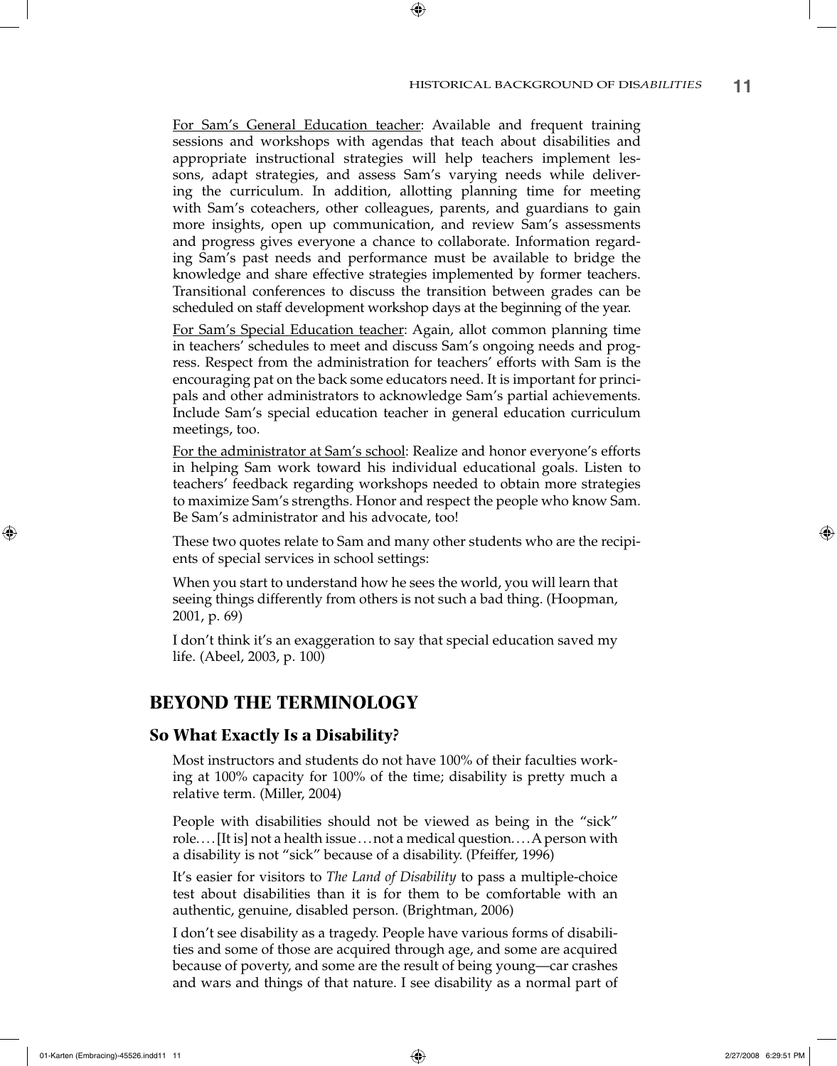For Sam's General Education teacher: Available and frequent training sessions and workshops with agendas that teach about disabilities and appropriate instructional strategies will help teachers implement lessons, adapt strategies, and assess Sam's varying needs while delivering the curriculum. In addition, allotting planning time for meeting with Sam's coteachers, other colleagues, parents, and guardians to gain more insights, open up communication, and review Sam's assessments and progress gives everyone a chance to collaborate. Information regarding Sam's past needs and performance must be available to bridge the knowledge and share effective strategies implemented by former teachers. Transitional conferences to discuss the transition between grades can be scheduled on staff development workshop days at the beginning of the year.

For Sam's Special Education teacher: Again, allot common planning time in teachers' schedules to meet and discuss Sam's ongoing needs and progress. Respect from the administration for teachers' efforts with Sam is the encouraging pat on the back some educators need. It is important for principals and other administrators to acknowledge Sam's partial achievements. Include Sam's special education teacher in general education curriculum meetings, too.

For the administrator at Sam's school: Realize and honor everyone's efforts in helping Sam work toward his individual educational goals. Listen to teachers' feedback regarding workshops needed to obtain more strategies to maximize Sam's strengths. Honor and respect the people who know Sam. Be Sam's administrator and his advocate, too!

These two quotes relate to Sam and many other students who are the recipients of special services in school settings:

> When you start to understand how he sees the world, you will learn that seeing things differently from others is not such a bad thing. (Hoopman, 2001, p. 69)

> I don't think it's an exaggeration to say that special education saved my life. (Abeel, 2003, p. 100)

## BEYOND THE TERMINOLOGY

### So What Exactly Is a Disability?

> Most instructors and students do not have 100% of their faculties working at 100% capacity for 100% of the time; disability is pretty much a relative term. (Miller, 2004)

> People with disabilities should not be viewed as being in the "sick" role. . . . [It is] not a health issue . . . not a medical question. . . . A person with a disability is not "sick" because of a disability. (Pfeiffer, 1996)

> It's easier for visitors to *The Land of Disability* to pass a multiple-choice test about disabilities than it is for them to be comfortable with an authentic, genuine, disabled person. (Brightman, 2006)

> I don't see disability as a tragedy. People have various forms of disabilities and some of those are acquired through age, and some are acquired because of poverty, and some are the result of being young—car crashes and wars and things of that nature. I see disability as a normal part of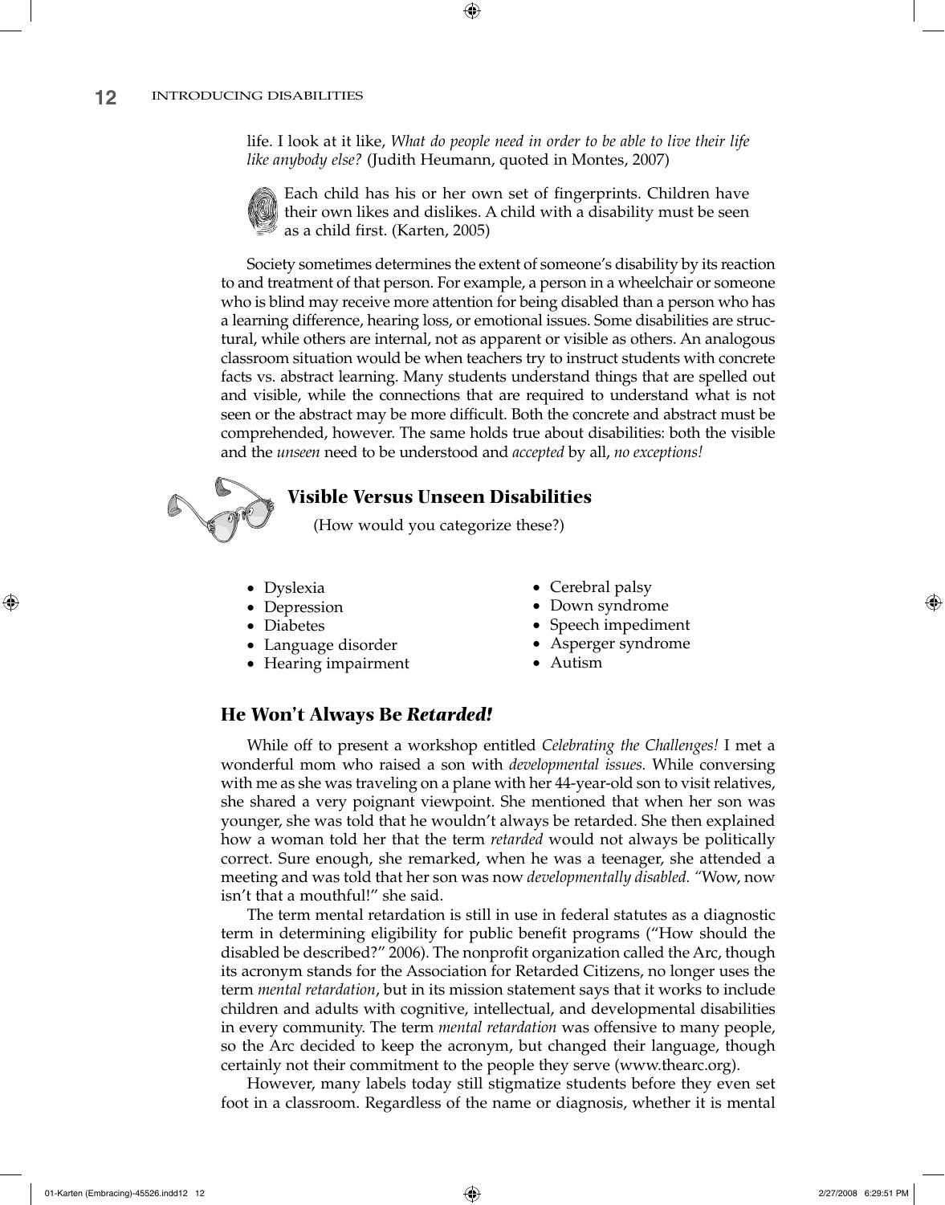life. I look at it like, *What do people need in order to be able to live their life like anybody else?* (Judith Heumann, quoted in Montes, 2007)

Each child has his or her own set of fingerprints. Children have their own likes and dislikes. A child with a disability must be seen as a child first. (Karten, 2005)

Society sometimes determines the extent of someone's disability by its reaction to and treatment of that person. For example, a person in a wheelchair or someone who is blind may receive more attention for being disabled than a person who has a learning difference, hearing loss, or emotional issues. Some disabilities are structural, while others are internal, not as apparent or visible as others. An analogous classroom situation would be when teachers try to instruct students with concrete facts vs. abstract learning. Many students understand things that are spelled out and visible, while the connections that are required to understand what is not seen or the abstract may be more difficult. Both the concrete and abstract must be comprehended, however. The same holds true about disabilities: both the visible and the *unseen* need to be understood and *accepted* by all, *no exceptions!*

### Visible Versus Unseen Disabilities

(How would you categorize these?)

- Dyslexia
- Depression
- Diabetes
- Language disorder
- Hearing impairment
- Cerebral palsy
- Down syndrome
- Speech impediment
- Asperger syndrome
- Autism

## He Won't Always Be *Retarded!*

While off to present a workshop entitled *Celebrating the Challenges!* I met a wonderful mom who raised a son with *developmental issues.* While conversing with me as she was traveling on a plane with her 44-year-old son to visit relatives, she shared a very poignant viewpoint. She mentioned that when her son was younger, she was told that he wouldn't always be retarded. She then explained how a woman told her that the term *retarded* would not always be politically correct. Sure enough, she remarked, when he was a teenager, she attended a meeting and was told that her son was now *developmentally disabled.* "Wow, now isn't that a mouthful!" she said.

The term mental retardation is still in use in federal statutes as a diagnostic term in determining eligibility for public benefit programs ("How should the disabled be described?" 2006). The nonprofit organization called the Arc, though its acronym stands for the Association for Retarded Citizens, no longer uses the term *mental retardation*, but in its mission statement says that it works to include children and adults with cognitive, intellectual, and developmental disabilities in every community. The term *mental retardation* was offensive to many people, so the Arc decided to keep the acronym, but changed their language, though certainly not their commitment to the people they serve (www.thearc.org).

However, many labels today still stigmatize students before they even set foot in a classroom. Regardless of the name or diagnosis, whether it is mental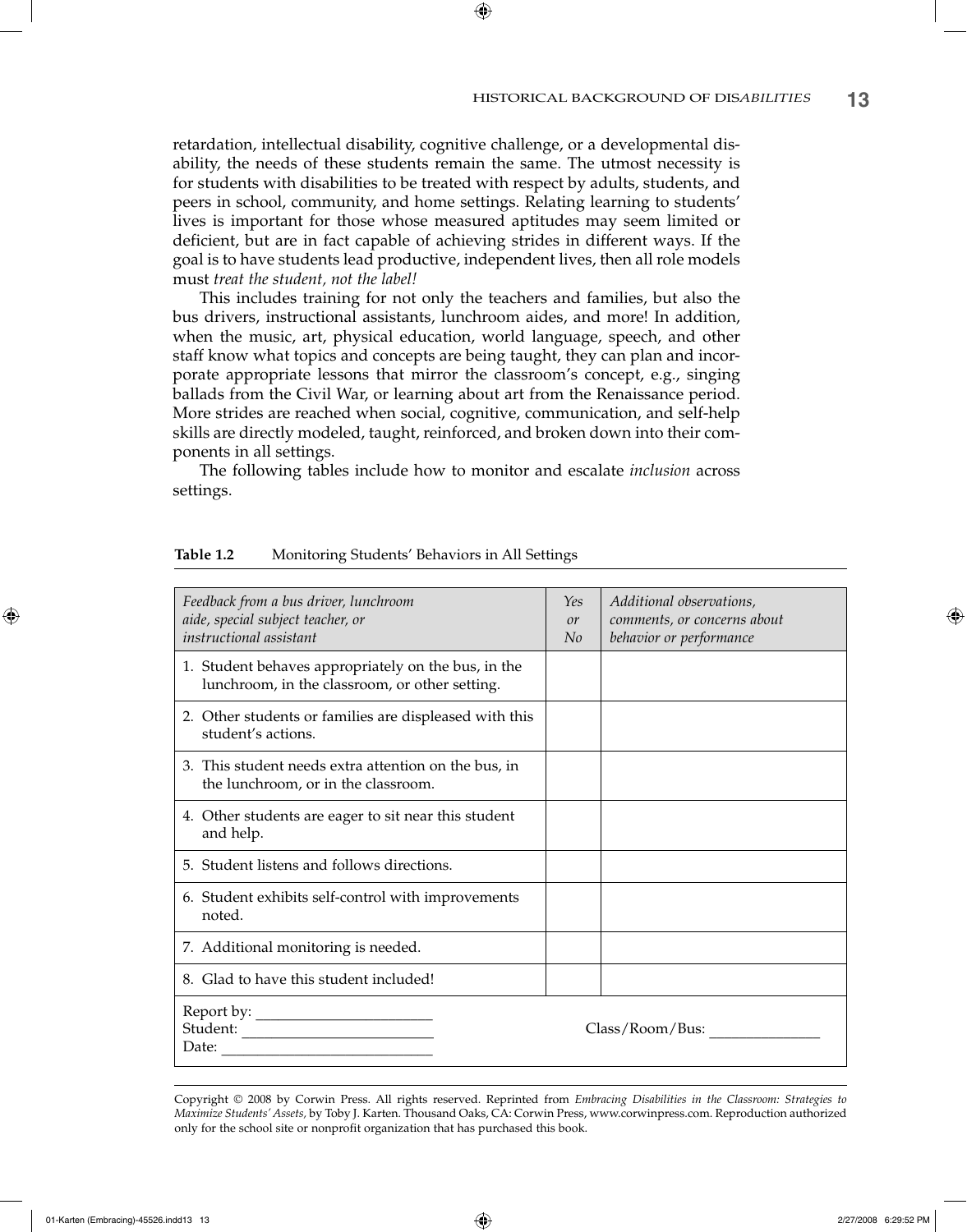retardation, intellectual disability, cognitive challenge, or a developmental disability, the needs of these students remain the same. The utmost necessity is for students with disabilities to be treated with respect by adults, students, and peers in school, community, and home settings. Relating learning to students' lives is important for those whose measured aptitudes may seem limited or deficient, but are in fact capable of achieving strides in different ways. If the goal is to have students lead productive, independent lives, then all role models must *treat the student, not the label!*

This includes training for not only the teachers and families, but also the bus drivers, instructional assistants, lunchroom aides, and more! In addition, when the music, art, physical education, world language, speech, and other staff know what topics and concepts are being taught, they can plan and incorporate appropriate lessons that mirror the classroom's concept, e.g., singing ballads from the Civil War, or learning about art from the Renaissance period. More strides are reached when social, cognitive, communication, and self-help skills are directly modeled, taught, reinforced, and broken down into their components in all settings.

The following tables include how to monitor and escalate *inclusion* across settings.

**Table 1.2** Monitoring Students' Behaviors in All Settings

| *Feedback from a bus driver, lunchroom aide, special subject teacher, or instructional assistant* | *Yes or No* | *Additional observations, comments, or concerns about behavior or performance* |
|---|---|---|
| 1. Student behaves appropriately on the bus, in the lunchroom, in the classroom, or other setting. | | |
| 2. Other students or families are displeased with this student's actions. | | |
| 3. This student needs extra attention on the bus, in the lunchroom, or in the classroom. | | |
| 4. Other students are eager to sit near this student and help. | | |
| 5. Student listens and follows directions. | | |
| 6. Student exhibits self-control with improvements noted. | | |
| 7. Additional monitoring is needed. | | |
| 8. Glad to have this student included! | | |
| Report by: ______________________ Student: ______________________ Date: ______________________ | | Class/Room/Bus: ______________ |

Copyright © 2008 by Corwin Press. All rights reserved. Reprinted from *Embracing Disabilities in the Classroom: Strategies to Maximize Students' Assets,* by Toby J. Karten. Thousand Oaks, CA: Corwin Press, www.corwinpress.com. Reproduction authorized only for the school site or nonprofit organization that has purchased this book.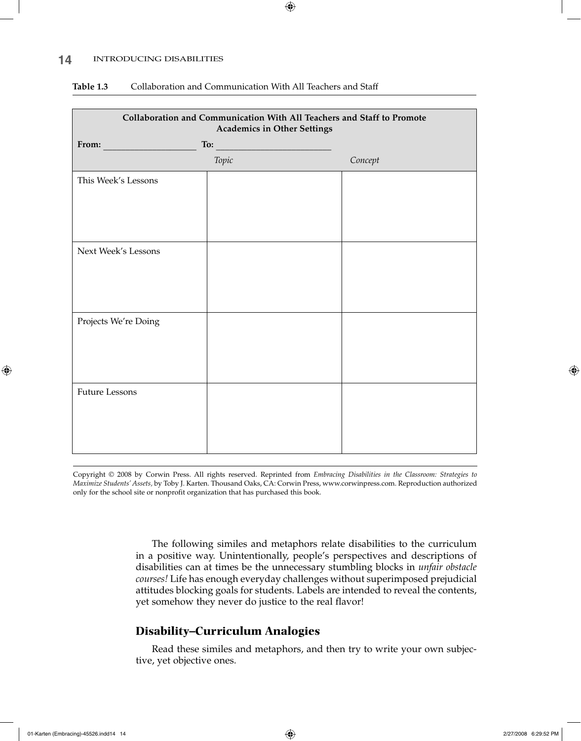**Table 1.3** Collaboration and Communication With All Teachers and Staff

| **Collaboration and Communication With All Teachers and Staff to Promote Academics in Other Settings** | | |
|---|---|---|
| **From:** ____________________ **To:** __________________________ | | |
| | *Topic* | *Concept* |
| This Week's Lessons | | |
| Next Week's Lessons | | |
| Projects We're Doing | | |
| Future Lessons | | |

Copyright © 2008 by Corwin Press. All rights reserved. Reprinted from *Embracing Disabilities in the Classroom: Strategies to Maximize Students' Assets,* by Toby J. Karten. Thousand Oaks, CA: Corwin Press, www.corwinpress.com. Reproduction authorized only for the school site or nonprofit organization that has purchased this book.

The following similes and metaphors relate disabilities to the curriculum in a positive way. Unintentionally, people's perspectives and descriptions of disabilities can at times be the unnecessary stumbling blocks in *unfair obstacle courses!* Life has enough everyday challenges without superimposed prejudicial attitudes blocking goals for students. Labels are intended to reveal the contents, yet somehow they never do justice to the real flavor!

## Disability–Curriculum Analogies

Read these similes and metaphors, and then try to write your own subjective, yet objective ones.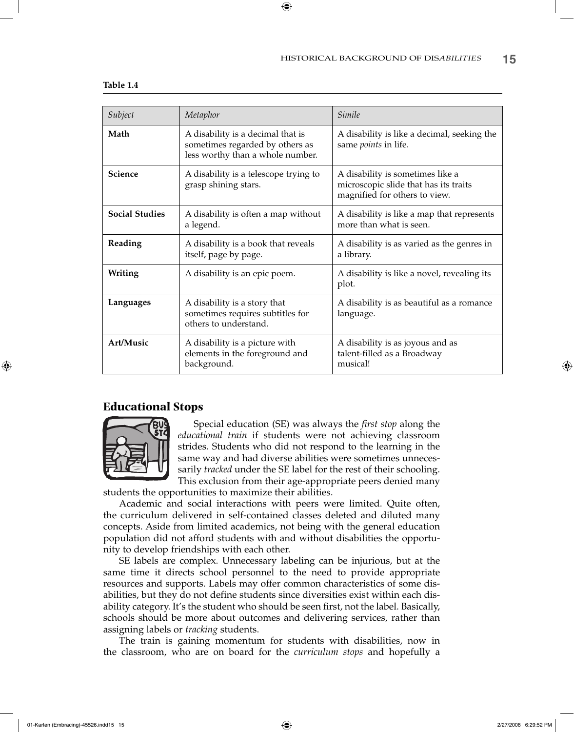**Table 1.4**

| *Subject* | *Metaphor* | *Simile* |
|---|---|---|
| **Math** | A disability is a decimal that is sometimes regarded by others as less worthy than a whole number. | A disability is like a decimal, seeking the same *points* in life. |
| **Science** | A disability is a telescope trying to grasp shining stars. | A disability is sometimes like a microscopic slide that has its traits magnified for others to view. |
| **Social Studies** | A disability is often a map without a legend. | A disability is like a map that represents more than what is seen. |
| **Reading** | A disability is a book that reveals itself, page by page. | A disability is as varied as the genres in a library. |
| **Writing** | A disability is an epic poem. | A disability is like a novel, revealing its plot. |
| **Languages** | A disability is a story that sometimes requires subtitles for others to understand. | A disability is as beautiful as a romance language. |
| **Art/Music** | A disability is a picture with elements in the foreground and background. | A disability is as joyous and as talent-filled as a Broadway musical! |

## Educational Stops

Special education (SE) was always the *first stop* along the *educational train* if students were not achieving classroom strides. Students who did not respond to the learning in the same way and had diverse abilities were sometimes unnecessarily *tracked* under the SE label for the rest of their schooling. This exclusion from their age-appropriate peers denied many students the opportunities to maximize their abilities.

Academic and social interactions with peers were limited. Quite often, the curriculum delivered in self-contained classes deleted and diluted many concepts. Aside from limited academics, not being with the general education population did not afford students with and without disabilities the opportunity to develop friendships with each other.

SE labels are complex. Unnecessary labeling can be injurious, but at the same time it directs school personnel to the need to provide appropriate resources and supports. Labels may offer common characteristics of some disabilities, but they do not define students since diversities exist within each disability category. It's the student who should be seen first, not the label. Basically, schools should be more about outcomes and delivering services, rather than assigning labels or *tracking* students.

The train is gaining momentum for students with disabilities, now in the classroom, who are on board for the *curriculum stops* and hopefully a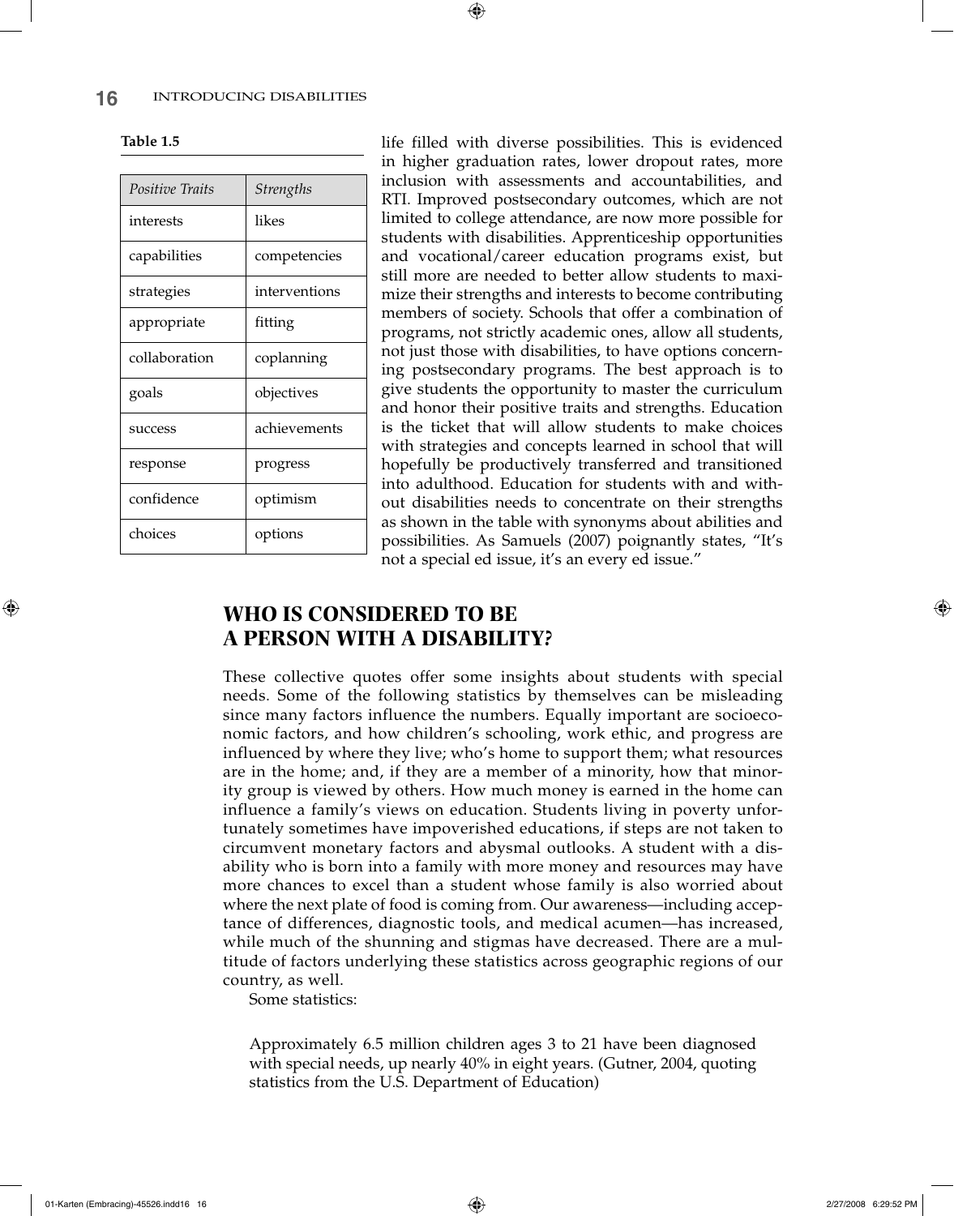**Table 1.5**

| *Positive Traits* | *Strengths* |
|---|---|
| interests | likes |
| capabilities | competencies |
| strategies | interventions |
| appropriate | fitting |
| collaboration | coplanning |
| goals | objectives |
| success | achievements |
| response | progress |
| confidence | optimism |
| choices | options |

life filled with diverse possibilities. This is evidenced in higher graduation rates, lower dropout rates, more inclusion with assessments and accountabilities, and RTI. Improved postsecondary outcomes, which are not limited to college attendance, are now more possible for students with disabilities. Apprenticeship opportunities and vocational/career education programs exist, but still more are needed to better allow students to maximize their strengths and interests to become contributing members of society. Schools that offer a combination of programs, not strictly academic ones, allow all students, not just those with disabilities, to have options concerning postsecondary programs. The best approach is to give students the opportunity to master the curriculum and honor their positive traits and strengths. Education is the ticket that will allow students to make choices with strategies and concepts learned in school that will hopefully be productively transferred and transitioned into adulthood. Education for students with and without disabilities needs to concentrate on their strengths as shown in the table with synonyms about abilities and possibilities. As Samuels (2007) poignantly states, "It's not a special ed issue, it's an every ed issue."

## WHO IS CONSIDERED TO BE A PERSON WITH A DISABILITY?

These collective quotes offer some insights about students with special needs. Some of the following statistics by themselves can be misleading since many factors influence the numbers. Equally important are socioeconomic factors, and how children's schooling, work ethic, and progress are influenced by where they live; who's home to support them; what resources are in the home; and, if they are a member of a minority, how that minority group is viewed by others. How much money is earned in the home can influence a family's views on education. Students living in poverty unfortunately sometimes have impoverished educations, if steps are not taken to circumvent monetary factors and abysmal outlooks. A student with a disability who is born into a family with more money and resources may have more chances to excel than a student whose family is also worried about where the next plate of food is coming from. Our awareness—including acceptance of differences, diagnostic tools, and medical acumen—has increased, while much of the shunning and stigmas have decreased. There are a multitude of factors underlying these statistics across geographic regions of our country, as well.

Some statistics:

> Approximately 6.5 million children ages 3 to 21 have been diagnosed with special needs, up nearly 40% in eight years. (Gutner, 2004, quoting statistics from the U.S. Department of Education)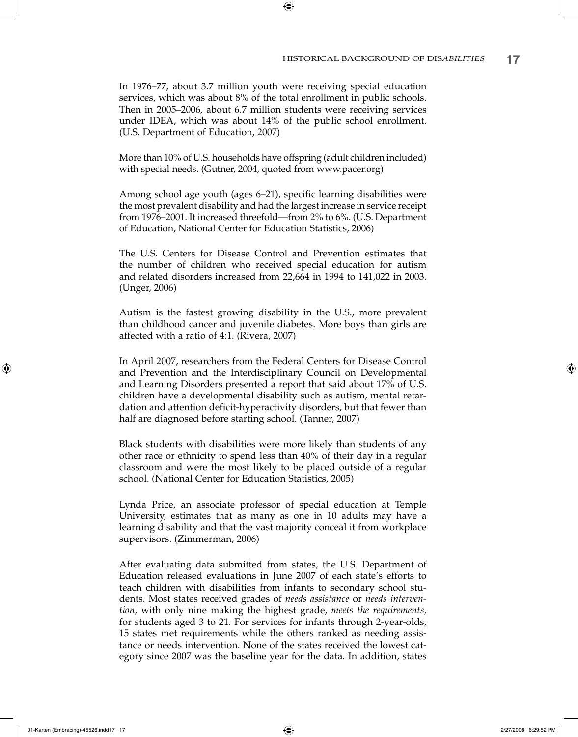In 1976–77, about 3.7 million youth were receiving special education services, which was about 8% of the total enrollment in public schools. Then in 2005–2006, about 6.7 million students were receiving services under IDEA, which was about 14% of the public school enrollment. (U.S. Department of Education, 2007)

More than 10% of U.S. households have offspring (adult children included) with special needs. (Gutner, 2004, quoted from www.pacer.org)

Among school age youth (ages 6–21), specific learning disabilities were the most prevalent disability and had the largest increase in service receipt from 1976–2001. It increased threefold—from 2% to 6%. (U.S. Department of Education, National Center for Education Statistics, 2006)

The U.S. Centers for Disease Control and Prevention estimates that the number of children who received special education for autism and related disorders increased from 22,664 in 1994 to 141,022 in 2003. (Unger, 2006)

Autism is the fastest growing disability in the U.S., more prevalent than childhood cancer and juvenile diabetes. More boys than girls are affected with a ratio of 4:1. (Rivera, 2007)

In April 2007, researchers from the Federal Centers for Disease Control and Prevention and the Interdisciplinary Council on Developmental and Learning Disorders presented a report that said about 17% of U.S. children have a developmental disability such as autism, mental retardation and attention deficit-hyperactivity disorders, but that fewer than half are diagnosed before starting school. (Tanner, 2007)

Black students with disabilities were more likely than students of any other race or ethnicity to spend less than 40% of their day in a regular classroom and were the most likely to be placed outside of a regular school. (National Center for Education Statistics, 2005)

Lynda Price, an associate professor of special education at Temple University, estimates that as many as one in 10 adults may have a learning disability and that the vast majority conceal it from workplace supervisors. (Zimmerman, 2006)

After evaluating data submitted from states, the U.S. Department of Education released evaluations in June 2007 of each state's efforts to teach children with disabilities from infants to secondary school students. Most states received grades of *needs assistance* or *needs intervention,* with only nine making the highest grade, *meets the requirements,* for students aged 3 to 21. For services for infants through 2-year-olds, 15 states met requirements while the others ranked as needing assistance or needs intervention. None of the states received the lowest category since 2007 was the baseline year for the data. In addition, states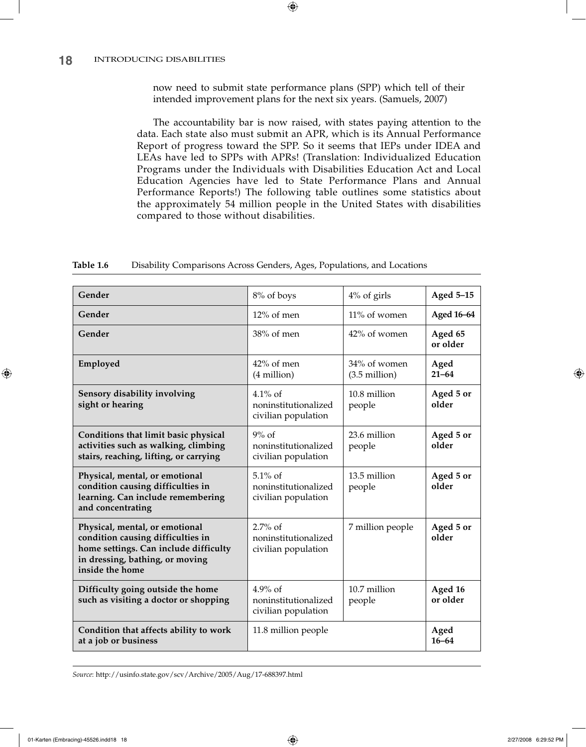now need to submit state performance plans (SPP) which tell of their intended improvement plans for the next six years. (Samuels, 2007)

The accountability bar is now raised, with states paying attention to the data. Each state also must submit an APR, which is its Annual Performance Report of progress toward the SPP. So it seems that IEPs under IDEA and LEAs have led to SPPs with APRs! (Translation: Individualized Education Programs under the Individuals with Disabilities Education Act and Local Education Agencies have led to State Performance Plans and Annual Performance Reports!) The following table outlines some statistics about the approximately 54 million people in the United States with disabilities compared to those without disabilities.

**Table 1.6** Disability Comparisons Across Genders, Ages, Populations, and Locations

| | | | |
|---|---|---|---|
| **Gender** | 8% of boys | 4% of girls | **Aged 5–15** |
| **Gender** | 12% of men | 11% of women | **Aged 16–64** |
| **Gender** | 38% of men | 42% of women | **Aged 65 or older** |
| **Employed** | 42% of men (4 million) | 34% of women (3.5 million) | **Aged 21–64** |
| **Sensory disability involving sight or hearing** | 4.1% of noninstitutionalized civilian population | 10.8 million people | **Aged 5 or older** |
| **Conditions that limit basic physical activities such as walking, climbing stairs, reaching, lifting, or carrying** | 9% of noninstitutionalized civilian population | 23.6 million people | **Aged 5 or older** |
| **Physical, mental, or emotional condition causing difficulties in learning. Can include remembering and concentrating** | 5.1% of noninstitutionalized civilian population | 13.5 million people | **Aged 5 or older** |
| **Physical, mental, or emotional condition causing difficulties in home settings. Can include difficulty in dressing, bathing, or moving inside the home** | 2.7% of noninstitutionalized civilian population | 7 million people | **Aged 5 or older** |
| **Difficulty going outside the home such as visiting a doctor or shopping** | 4.9% of noninstitutionalized civilian population | 10.7 million people | **Aged 16 or older** |
| **Condition that affects ability to work at a job or business** | 11.8 million people | | **Aged 16–64** |

*Source*: http://usinfo.state.gov/scv/Archive/2005/Aug/17-688397.html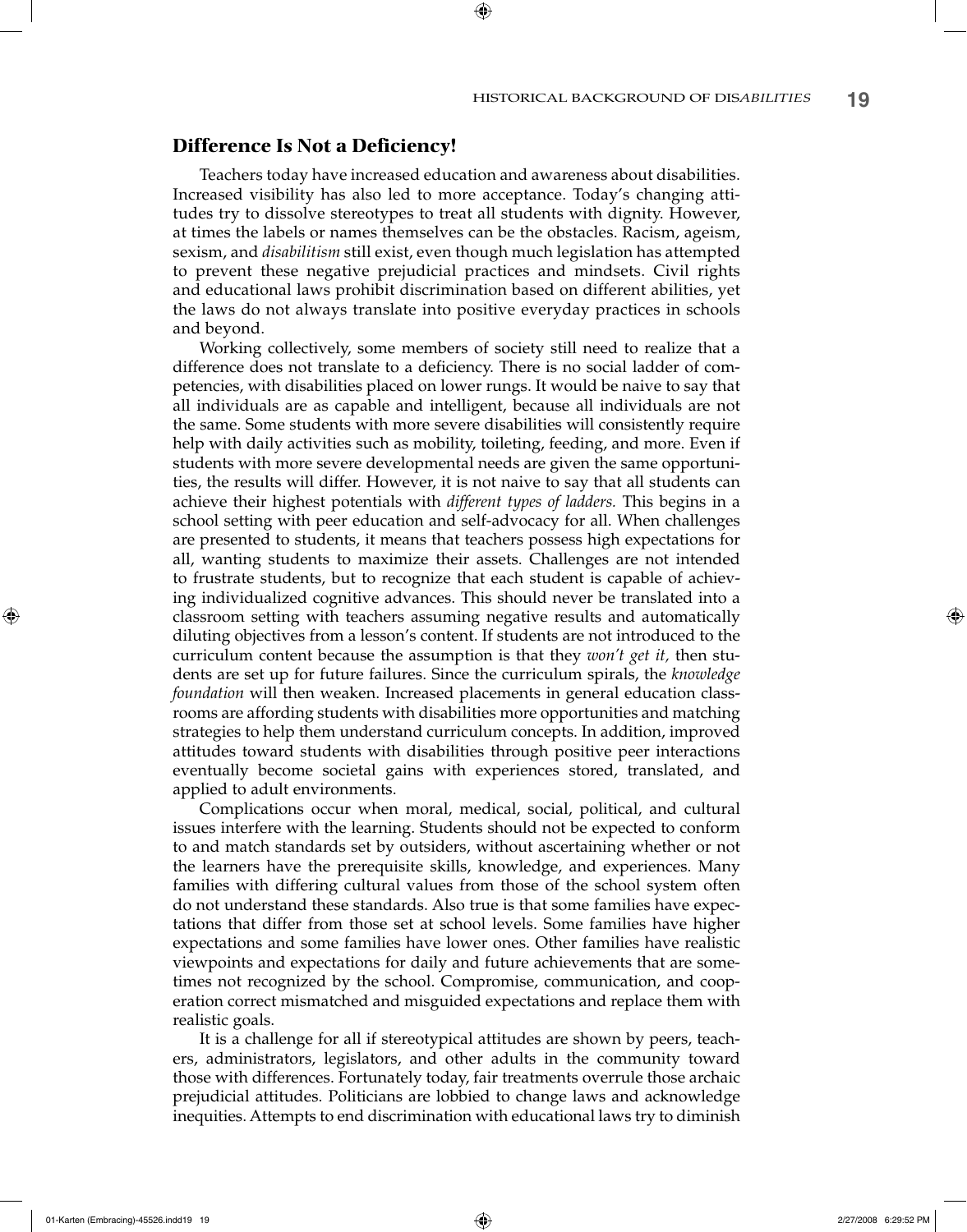## Difference Is Not a Deficiency!

Teachers today have increased education and awareness about disabilities. Increased visibility has also led to more acceptance. Today's changing attitudes try to dissolve stereotypes to treat all students with dignity. However, at times the labels or names themselves can be the obstacles. Racism, ageism, sexism, and *disabilitism* still exist, even though much legislation has attempted to prevent these negative prejudicial practices and mindsets. Civil rights and educational laws prohibit discrimination based on different abilities, yet the laws do not always translate into positive everyday practices in schools and beyond.

Working collectively, some members of society still need to realize that a difference does not translate to a deficiency. There is no social ladder of competencies, with disabilities placed on lower rungs. It would be naive to say that all individuals are as capable and intelligent, because all individuals are not the same. Some students with more severe disabilities will consistently require help with daily activities such as mobility, toileting, feeding, and more. Even if students with more severe developmental needs are given the same opportunities, the results will differ. However, it is not naive to say that all students can achieve their highest potentials with *different types of ladders.* This begins in a school setting with peer education and self-advocacy for all. When challenges are presented to students, it means that teachers possess high expectations for all, wanting students to maximize their assets. Challenges are not intended to frustrate students, but to recognize that each student is capable of achieving individualized cognitive advances. This should never be translated into a classroom setting with teachers assuming negative results and automatically diluting objectives from a lesson's content. If students are not introduced to the curriculum content because the assumption is that they *won't get it,* then students are set up for future failures. Since the curriculum spirals, the *knowledge foundation* will then weaken. Increased placements in general education classrooms are affording students with disabilities more opportunities and matching strategies to help them understand curriculum concepts. In addition, improved attitudes toward students with disabilities through positive peer interactions eventually become societal gains with experiences stored, translated, and applied to adult environments.

Complications occur when moral, medical, social, political, and cultural issues interfere with the learning. Students should not be expected to conform to and match standards set by outsiders, without ascertaining whether or not the learners have the prerequisite skills, knowledge, and experiences. Many families with differing cultural values from those of the school system often do not understand these standards. Also true is that some families have expectations that differ from those set at school levels. Some families have higher expectations and some families have lower ones. Other families have realistic viewpoints and expectations for daily and future achievements that are sometimes not recognized by the school. Compromise, communication, and cooperation correct mismatched and misguided expectations and replace them with realistic goals.

It is a challenge for all if stereotypical attitudes are shown by peers, teachers, administrators, legislators, and other adults in the community toward those with differences. Fortunately today, fair treatments overrule those archaic prejudicial attitudes. Politicians are lobbied to change laws and acknowledge inequities. Attempts to end discrimination with educational laws try to diminish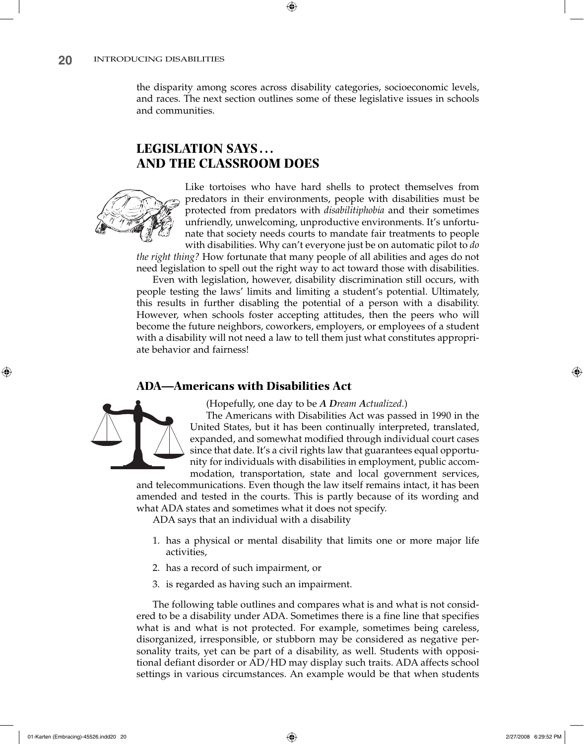the disparity among scores across disability categories, socioeconomic levels, and races. The next section outlines some of these legislative issues in schools and communities.

## LEGISLATION SAYS... AND THE CLASSROOM DOES

Like tortoises who have hard shells to protect themselves from predators in their environments, people with disabilities must be protected from predators with *disabilitiphobia* and their sometimes unfriendly, unwelcoming, unproductive environments. It's unfortunate that society needs courts to mandate fair treatments to people with disabilities. Why can't everyone just be on automatic pilot to *do the right thing?* How fortunate that many people of all abilities and ages do not need legislation to spell out the right way to act toward those with disabilities.

Even with legislation, however, disability discrimination still occurs, with people testing the laws' limits and limiting a student's potential. Ultimately, this results in further disabling the potential of a person with a disability. However, when schools foster accepting attitudes, then the peers who will become the future neighbors, coworkers, employers, or employees of a student with a disability will not need a law to tell them just what constitutes appropriate behavior and fairness!

### ADA—Americans with Disabilities Act

(Hopefully, one day to be ***A D**ream **A**ctualized.*)

The Americans with Disabilities Act was passed in 1990 in the United States, but it has been continually interpreted, translated, expanded, and somewhat modified through individual court cases since that date. It's a civil rights law that guarantees equal opportunity for individuals with disabilities in employment, public accommodation, transportation, state and local government services, and telecommunications. Even though the law itself remains intact, it has been amended and tested in the courts. This is partly because of its wording and what ADA states and sometimes what it does not specify.

ADA says that an individual with a disability

1. has a physical or mental disability that limits one or more major life activities,
2. has a record of such impairment, or
3. is regarded as having such an impairment.

The following table outlines and compares what is and what is not considered to be a disability under ADA. Sometimes there is a fine line that specifies what is and what is not protected. For example, sometimes being careless, disorganized, irresponsible, or stubborn may be considered as negative personality traits, yet can be part of a disability, as well. Students with oppositional defiant disorder or AD/HD may display such traits. ADA affects school settings in various circumstances. An example would be that when students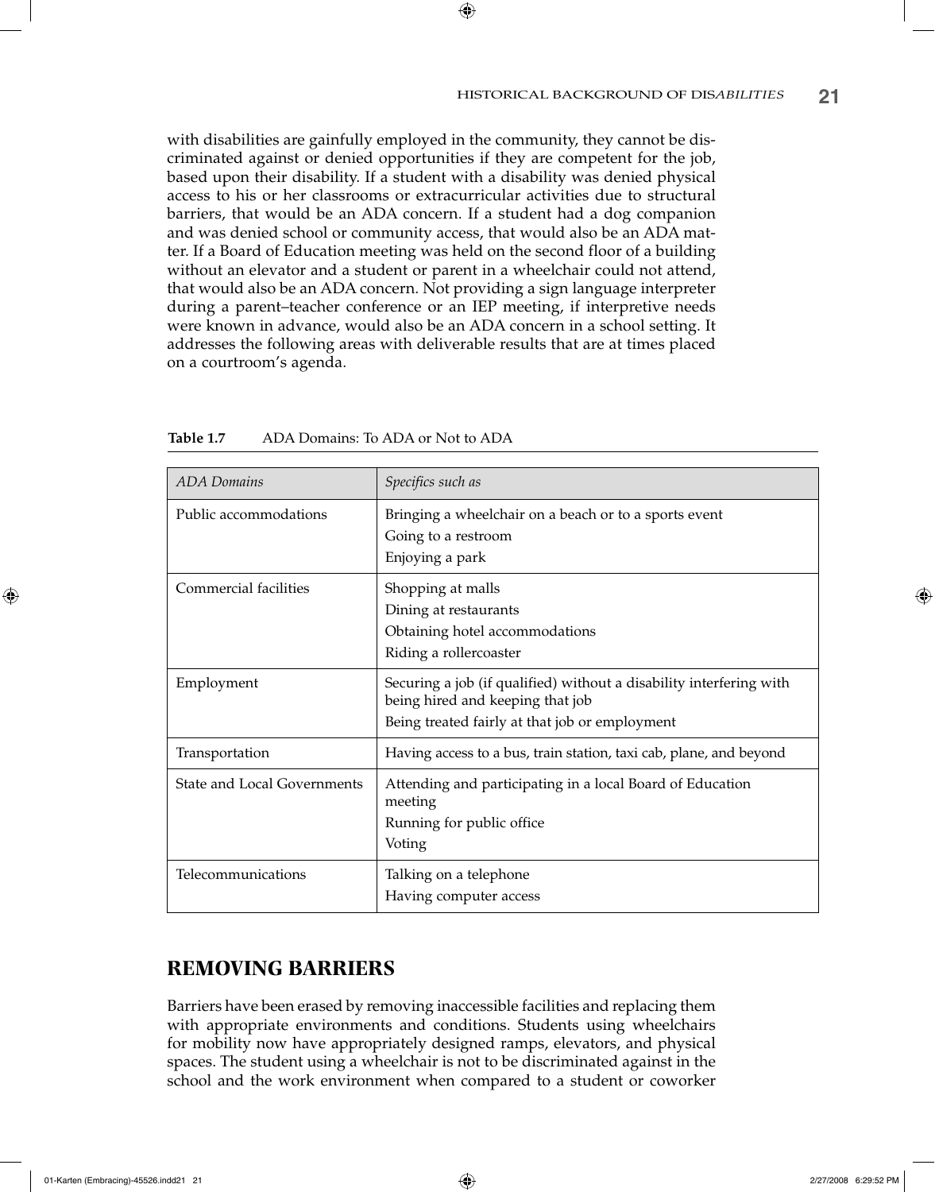with disabilities are gainfully employed in the community, they cannot be discriminated against or denied opportunities if they are competent for the job, based upon their disability. If a student with a disability was denied physical access to his or her classrooms or extracurricular activities due to structural barriers, that would be an ADA concern. If a student had a dog companion and was denied school or community access, that would also be an ADA matter. If a Board of Education meeting was held on the second floor of a building without an elevator and a student or parent in a wheelchair could not attend, that would also be an ADA concern. Not providing a sign language interpreter during a parent–teacher conference or an IEP meeting, if interpretive needs were known in advance, would also be an ADA concern in a school setting. It addresses the following areas with deliverable results that are at times placed on a courtroom's agenda.

**Table 1.7** ADA Domains: To ADA or Not to ADA

| *ADA Domains* | *Specifics such as* |
|---|---|
| Public accommodations | Bringing a wheelchair on a beach or to a sports event<br>Going to a restroom<br>Enjoying a park |
| Commercial facilities | Shopping at malls<br>Dining at restaurants<br>Obtaining hotel accommodations<br>Riding a rollercoaster |
| Employment | Securing a job (if qualified) without a disability interfering with being hired and keeping that job<br>Being treated fairly at that job or employment |
| Transportation | Having access to a bus, train station, taxi cab, plane, and beyond |
| State and Local Governments | Attending and participating in a local Board of Education meeting<br>Running for public office<br>Voting |
| Telecommunications | Talking on a telephone<br>Having computer access |

## REMOVING BARRIERS

Barriers have been erased by removing inaccessible facilities and replacing them with appropriate environments and conditions. Students using wheelchairs for mobility now have appropriately designed ramps, elevators, and physical spaces. The student using a wheelchair is not to be discriminated against in the school and the work environment when compared to a student or coworker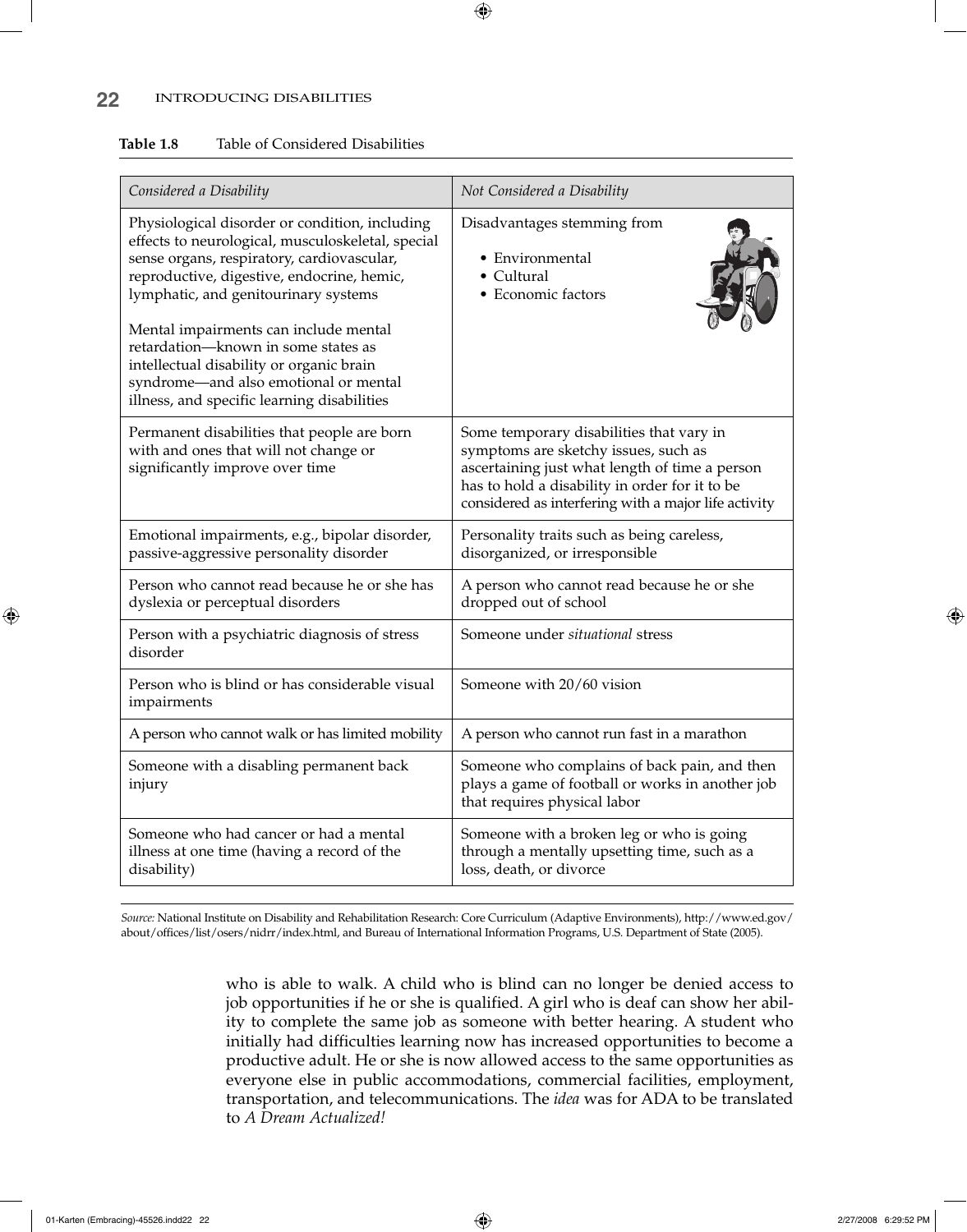**Table 1.8** Table of Considered Disabilities

| *Considered a Disability* | *Not Considered a Disability* |
|---|---|
| Physiological disorder or condition, including effects to neurological, musculoskeletal, special sense organs, respiratory, cardiovascular, reproductive, digestive, endocrine, hemic, lymphatic, and genitourinary systems<br><br>Mental impairments can include mental retardation—known in some states as intellectual disability or organic brain syndrome—and also emotional or mental illness, and specific learning disabilities | Disadvantages stemming from<br>• Environmental<br>• Cultural<br>• Economic factors |
| Permanent disabilities that people are born with and ones that will not change or significantly improve over time | Some temporary disabilities that vary in symptoms are sketchy issues, such as ascertaining just what length of time a person has to hold a disability in order for it to be considered as interfering with a major life activity |
| Emotional impairments, e.g., bipolar disorder, passive-aggressive personality disorder | Personality traits such as being careless, disorganized, or irresponsible |
| Person who cannot read because he or she has dyslexia or perceptual disorders | A person who cannot read because he or she dropped out of school |
| Person with a psychiatric diagnosis of stress disorder | Someone under *situational* stress |
| Person who is blind or has considerable visual impairments | Someone with 20/60 vision |
| A person who cannot walk or has limited mobility | A person who cannot run fast in a marathon |
| Someone with a disabling permanent back injury | Someone who complains of back pain, and then plays a game of football or works in another job that requires physical labor |
| Someone who had cancer or had a mental illness at one time (having a record of the disability) | Someone with a broken leg or who is going through a mentally upsetting time, such as a loss, death, or divorce |

*Source:* National Institute on Disability and Rehabilitation Research: Core Curriculum (Adaptive Environments), http://www.ed.gov/about/offices/list/osers/nidrr/index.html, and Bureau of International Information Programs, U.S. Department of State (2005).

who is able to walk. A child who is blind can no longer be denied access to job opportunities if he or she is qualified. A girl who is deaf can show her ability to complete the same job as someone with better hearing. A student who initially had difficulties learning now has increased opportunities to become a productive adult. He or she is now allowed access to the same opportunities as everyone else in public accommodations, commercial facilities, employment, transportation, and telecommunications. The *idea* was for ADA to be translated to *A Dream Actualized!*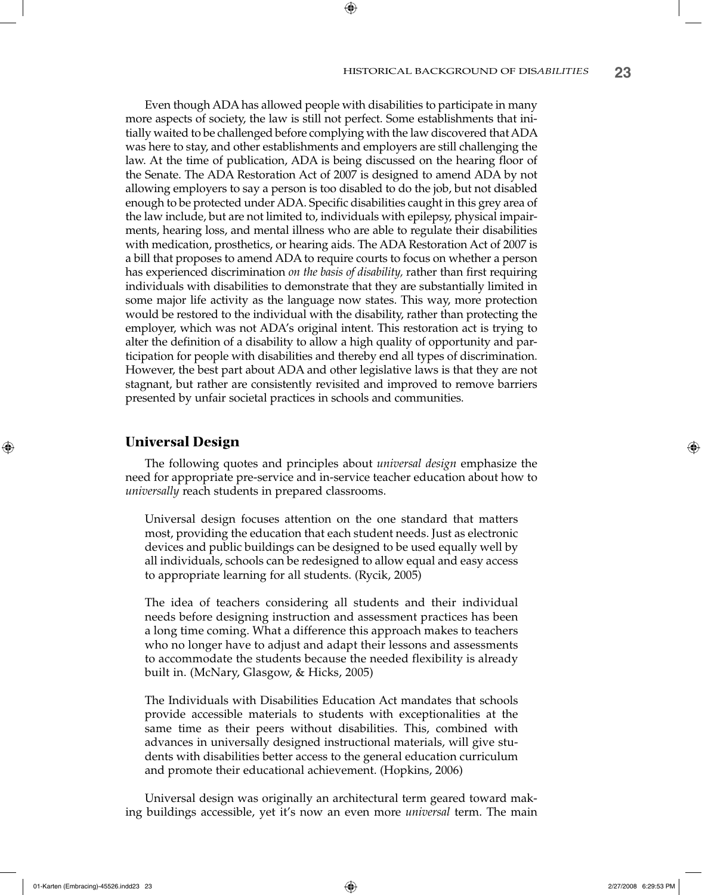Even though ADA has allowed people with disabilities to participate in many more aspects of society, the law is still not perfect. Some establishments that initially waited to be challenged before complying with the law discovered that ADA was here to stay, and other establishments and employers are still challenging the law. At the time of publication, ADA is being discussed on the hearing floor of the Senate. The ADA Restoration Act of 2007 is designed to amend ADA by not allowing employers to say a person is too disabled to do the job, but not disabled enough to be protected under ADA. Specific disabilities caught in this grey area of the law include, but are not limited to, individuals with epilepsy, physical impairments, hearing loss, and mental illness who are able to regulate their disabilities with medication, prosthetics, or hearing aids. The ADA Restoration Act of 2007 is a bill that proposes to amend ADA to require courts to focus on whether a person has experienced discrimination *on the basis of disability,* rather than first requiring individuals with disabilities to demonstrate that they are substantially limited in some major life activity as the language now states. This way, more protection would be restored to the individual with the disability, rather than protecting the employer, which was not ADA's original intent. This restoration act is trying to alter the definition of a disability to allow a high quality of opportunity and participation for people with disabilities and thereby end all types of discrimination. However, the best part about ADA and other legislative laws is that they are not stagnant, but rather are consistently revisited and improved to remove barriers presented by unfair societal practices in schools and communities.

## Universal Design

The following quotes and principles about *universal design* emphasize the need for appropriate pre-service and in-service teacher education about how to *universally* reach students in prepared classrooms.

> Universal design focuses attention on the one standard that matters most, providing the education that each student needs. Just as electronic devices and public buildings can be designed to be used equally well by all individuals, schools can be redesigned to allow equal and easy access to appropriate learning for all students. (Rycik, 2005)

> The idea of teachers considering all students and their individual needs before designing instruction and assessment practices has been a long time coming. What a difference this approach makes to teachers who no longer have to adjust and adapt their lessons and assessments to accommodate the students because the needed flexibility is already built in. (McNary, Glasgow, & Hicks, 2005)

> The Individuals with Disabilities Education Act mandates that schools provide accessible materials to students with exceptionalities at the same time as their peers without disabilities. This, combined with advances in universally designed instructional materials, will give students with disabilities better access to the general education curriculum and promote their educational achievement. (Hopkins, 2006)

Universal design was originally an architectural term geared toward making buildings accessible, yet it's now an even more *universal* term. The main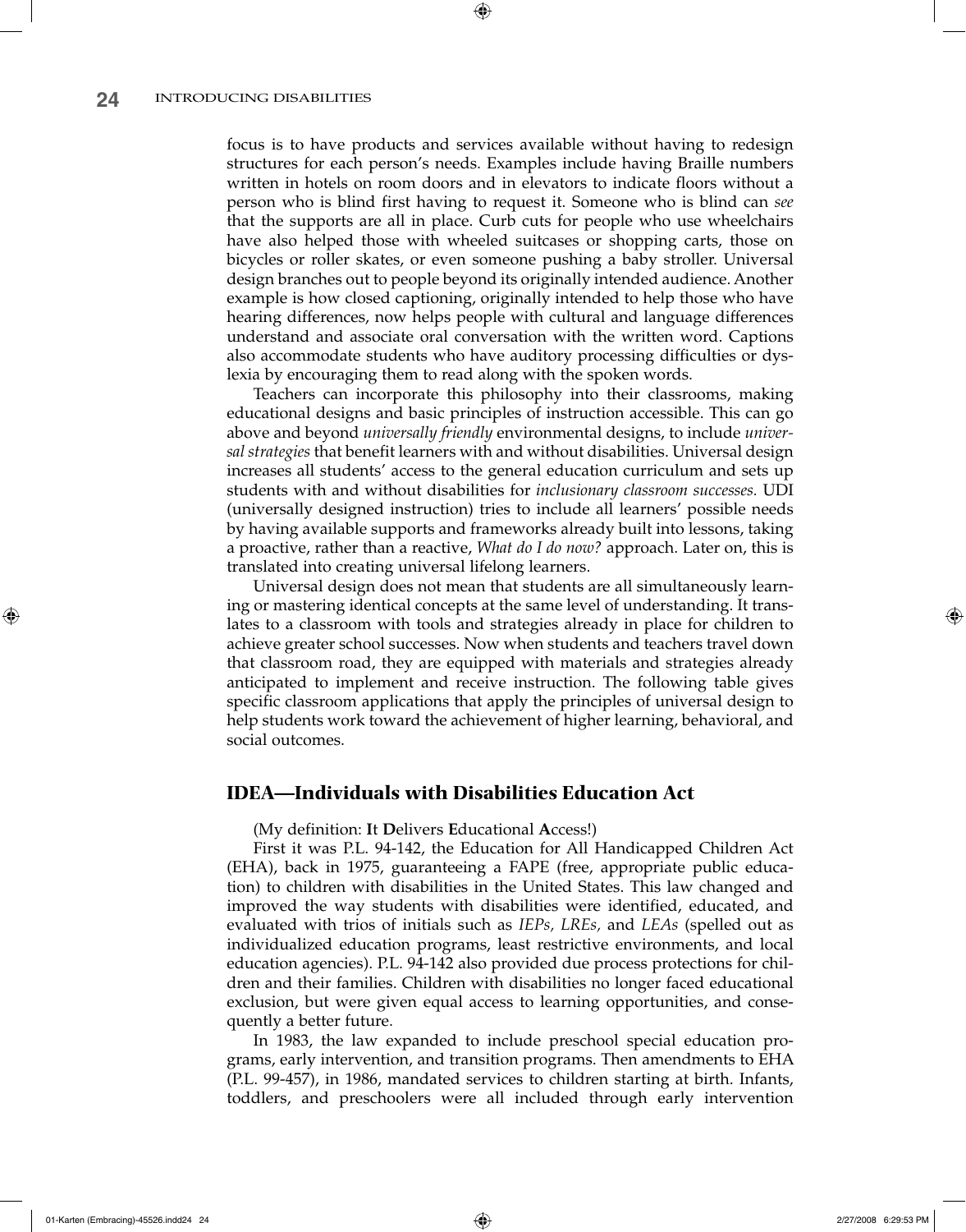focus is to have products and services available without having to redesign structures for each person's needs. Examples include having Braille numbers written in hotels on room doors and in elevators to indicate floors without a person who is blind first having to request it. Someone who is blind can *see* that the supports are all in place. Curb cuts for people who use wheelchairs have also helped those with wheeled suitcases or shopping carts, those on bicycles or roller skates, or even someone pushing a baby stroller. Universal design branches out to people beyond its originally intended audience. Another example is how closed captioning, originally intended to help those who have hearing differences, now helps people with cultural and language differences understand and associate oral conversation with the written word. Captions also accommodate students who have auditory processing difficulties or dyslexia by encouraging them to read along with the spoken words.

Teachers can incorporate this philosophy into their classrooms, making educational designs and basic principles of instruction accessible. This can go above and beyond *universally friendly* environmental designs, to include *universal strategies* that benefit learners with and without disabilities. Universal design increases all students' access to the general education curriculum and sets up students with and without disabilities for *inclusionary classroom successes.* UDI (universally designed instruction) tries to include all learners' possible needs by having available supports and frameworks already built into lessons, taking a proactive, rather than a reactive, *What do I do now?* approach. Later on, this is translated into creating universal lifelong learners.

Universal design does not mean that students are all simultaneously learning or mastering identical concepts at the same level of understanding. It translates to a classroom with tools and strategies already in place for children to achieve greater school successes. Now when students and teachers travel down that classroom road, they are equipped with materials and strategies already anticipated to implement and receive instruction. The following table gives specific classroom applications that apply the principles of universal design to help students work toward the achievement of higher learning, behavioral, and social outcomes.

## IDEA—Individuals with Disabilities Education Act

(My definition: **I**t **D**elivers **E**ducational **A**ccess!)

First it was P.L. 94-142, the Education for All Handicapped Children Act (EHA), back in 1975, guaranteeing a FAPE (free, appropriate public education) to children with disabilities in the United States. This law changed and improved the way students with disabilities were identified, educated, and evaluated with trios of initials such as *IEPs, LREs,* and *LEAs* (spelled out as individualized education programs, least restrictive environments, and local education agencies). P.L. 94-142 also provided due process protections for children and their families. Children with disabilities no longer faced educational exclusion, but were given equal access to learning opportunities, and consequently a better future.

In 1983, the law expanded to include preschool special education programs, early intervention, and transition programs. Then amendments to EHA (P.L. 99-457), in 1986, mandated services to children starting at birth. Infants, toddlers, and preschoolers were all included through early intervention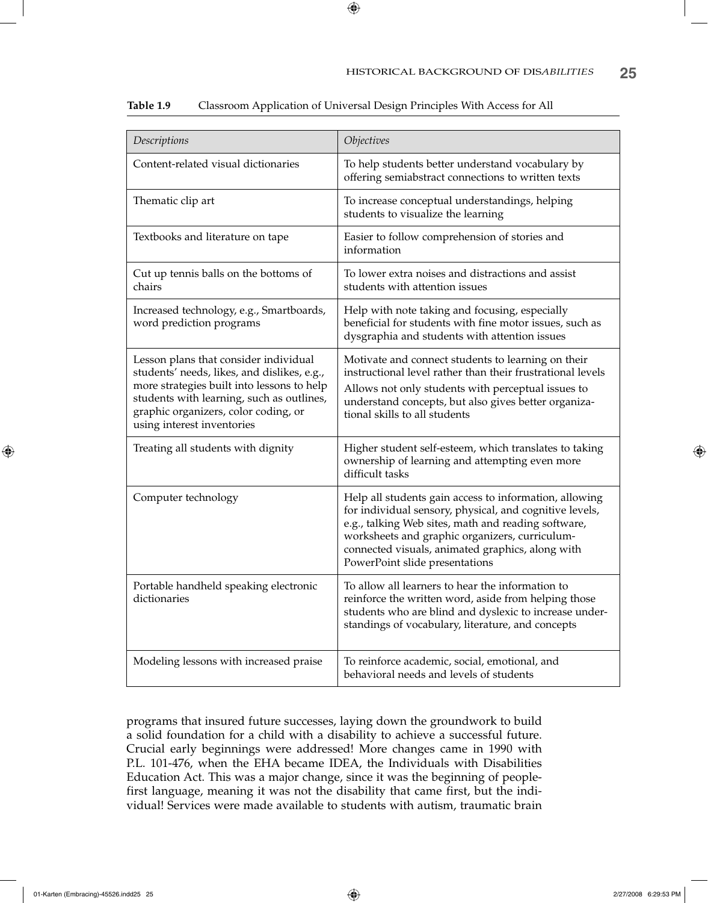**Table 1.9** Classroom Application of Universal Design Principles With Access for All

| *Descriptions* | *Objectives* |
|---|---|
| Content-related visual dictionaries | To help students better understand vocabulary by offering semiabstract connections to written texts |
| Thematic clip art | To increase conceptual understandings, helping students to visualize the learning |
| Textbooks and literature on tape | Easier to follow comprehension of stories and information |
| Cut up tennis balls on the bottoms of chairs | To lower extra noises and distractions and assist students with attention issues |
| Increased technology, e.g., Smartboards, word prediction programs | Help with note taking and focusing, especially beneficial for students with fine motor issues, such as dysgraphia and students with attention issues |
| Lesson plans that consider individual students' needs, likes, and dislikes, e.g., more strategies built into lessons to help students with learning, such as outlines, graphic organizers, color coding, or using interest inventories | Motivate and connect students to learning on their instructional level rather than their frustrational levels<br>Allows not only students with perceptual issues to understand concepts, but also gives better organizational skills to all students |
| Treating all students with dignity | Higher student self-esteem, which translates to taking ownership of learning and attempting even more difficult tasks |
| Computer technology | Help all students gain access to information, allowing for individual sensory, physical, and cognitive levels, e.g., talking Web sites, math and reading software, worksheets and graphic organizers, curriculum-connected visuals, animated graphics, along with PowerPoint slide presentations |
| Portable handheld speaking electronic dictionaries | To allow all learners to hear the information to reinforce the written word, aside from helping those students who are blind and dyslexic to increase understandings of vocabulary, literature, and concepts |
| Modeling lessons with increased praise | To reinforce academic, social, emotional, and behavioral needs and levels of students |

programs that insured future successes, laying down the groundwork to build a solid foundation for a child with a disability to achieve a successful future. Crucial early beginnings were addressed! More changes came in 1990 with P.L. 101-476, when the EHA became IDEA, the Individuals with Disabilities Education Act. This was a major change, since it was the beginning of people-first language, meaning it was not the disability that came first, but the individual! Services were made available to students with autism, traumatic brain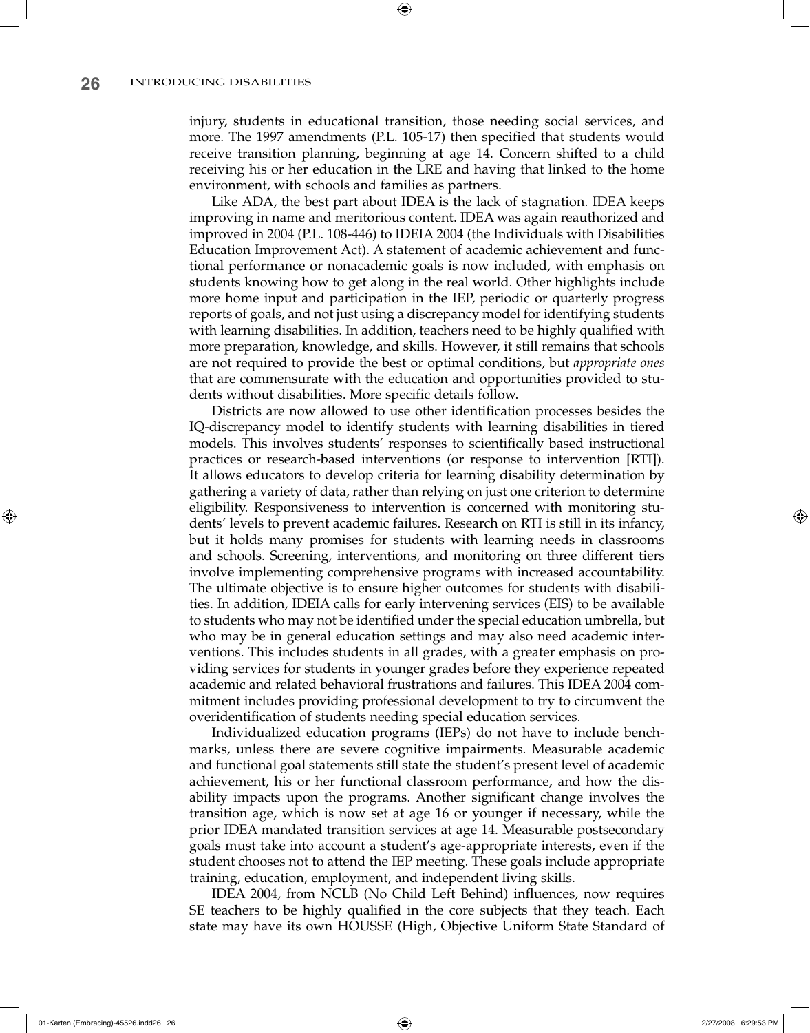injury, students in educational transition, those needing social services, and more. The 1997 amendments (P.L. 105-17) then specified that students would receive transition planning, beginning at age 14. Concern shifted to a child receiving his or her education in the LRE and having that linked to the home environment, with schools and families as partners.

Like ADA, the best part about IDEA is the lack of stagnation. IDEA keeps improving in name and meritorious content. IDEA was again reauthorized and improved in 2004 (P.L. 108-446) to IDEIA 2004 (the Individuals with Disabilities Education Improvement Act). A statement of academic achievement and functional performance or nonacademic goals is now included, with emphasis on students knowing how to get along in the real world. Other highlights include more home input and participation in the IEP, periodic or quarterly progress reports of goals, and not just using a discrepancy model for identifying students with learning disabilities. In addition, teachers need to be highly qualified with more preparation, knowledge, and skills. However, it still remains that schools are not required to provide the best or optimal conditions, but *appropriate ones* that are commensurate with the education and opportunities provided to students without disabilities. More specific details follow.

Districts are now allowed to use other identification processes besides the IQ-discrepancy model to identify students with learning disabilities in tiered models. This involves students' responses to scientifically based instructional practices or research-based interventions (or response to intervention [RTI]). It allows educators to develop criteria for learning disability determination by gathering a variety of data, rather than relying on just one criterion to determine eligibility. Responsiveness to intervention is concerned with monitoring students' levels to prevent academic failures. Research on RTI is still in its infancy, but it holds many promises for students with learning needs in classrooms and schools. Screening, interventions, and monitoring on three different tiers involve implementing comprehensive programs with increased accountability. The ultimate objective is to ensure higher outcomes for students with disabilities. In addition, IDEIA calls for early intervening services (EIS) to be available to students who may not be identified under the special education umbrella, but who may be in general education settings and may also need academic interventions. This includes students in all grades, with a greater emphasis on providing services for students in younger grades before they experience repeated academic and related behavioral frustrations and failures. This IDEA 2004 commitment includes providing professional development to try to circumvent the overidentification of students needing special education services.

Individualized education programs (IEPs) do not have to include benchmarks, unless there are severe cognitive impairments. Measurable academic and functional goal statements still state the student's present level of academic achievement, his or her functional classroom performance, and how the disability impacts upon the programs. Another significant change involves the transition age, which is now set at age 16 or younger if necessary, while the prior IDEA mandated transition services at age 14. Measurable postsecondary goals must take into account a student's age-appropriate interests, even if the student chooses not to attend the IEP meeting. These goals include appropriate training, education, employment, and independent living skills.

IDEA 2004, from NCLB (No Child Left Behind) influences, now requires SE teachers to be highly qualified in the core subjects that they teach. Each state may have its own HOUSSE (High, Objective Uniform State Standard of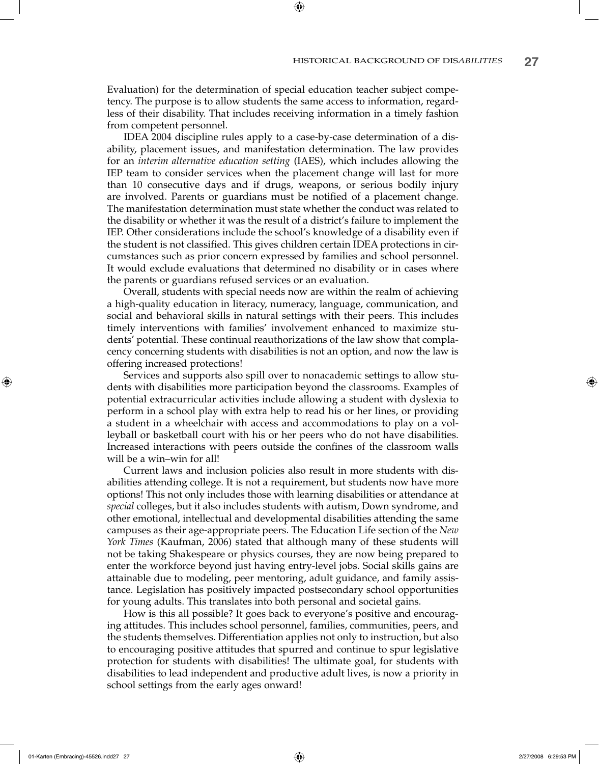Evaluation) for the determination of special education teacher subject competency. The purpose is to allow students the same access to information, regardless of their disability. That includes receiving information in a timely fashion from competent personnel.

IDEA 2004 discipline rules apply to a case-by-case determination of a disability, placement issues, and manifestation determination. The law provides for an *interim alternative education setting* (IAES), which includes allowing the IEP team to consider services when the placement change will last for more than 10 consecutive days and if drugs, weapons, or serious bodily injury are involved. Parents or guardians must be notified of a placement change. The manifestation determination must state whether the conduct was related to the disability or whether it was the result of a district's failure to implement the IEP. Other considerations include the school's knowledge of a disability even if the student is not classified. This gives children certain IDEA protections in circumstances such as prior concern expressed by families and school personnel. It would exclude evaluations that determined no disability or in cases where the parents or guardians refused services or an evaluation.

Overall, students with special needs now are within the realm of achieving a high-quality education in literacy, numeracy, language, communication, and social and behavioral skills in natural settings with their peers. This includes timely interventions with families' involvement enhanced to maximize students' potential. These continual reauthorizations of the law show that complacency concerning students with disabilities is not an option, and now the law is offering increased protections!

Services and supports also spill over to nonacademic settings to allow students with disabilities more participation beyond the classrooms. Examples of potential extracurricular activities include allowing a student with dyslexia to perform in a school play with extra help to read his or her lines, or providing a student in a wheelchair with access and accommodations to play on a volleyball or basketball court with his or her peers who do not have disabilities. Increased interactions with peers outside the confines of the classroom walls will be a win–win for all!

Current laws and inclusion policies also result in more students with disabilities attending college. It is not a requirement, but students now have more options! This not only includes those with learning disabilities or attendance at *special* colleges, but it also includes students with autism, Down syndrome, and other emotional, intellectual and developmental disabilities attending the same campuses as their age-appropriate peers. The Education Life section of the *New York Times* (Kaufman, 2006) stated that although many of these students will not be taking Shakespeare or physics courses, they are now being prepared to enter the workforce beyond just having entry-level jobs. Social skills gains are attainable due to modeling, peer mentoring, adult guidance, and family assistance. Legislation has positively impacted postsecondary school opportunities for young adults. This translates into both personal and societal gains.

How is this all possible? It goes back to everyone's positive and encouraging attitudes. This includes school personnel, families, communities, peers, and the students themselves. Differentiation applies not only to instruction, but also to encouraging positive attitudes that spurred and continue to spur legislative protection for students with disabilities! The ultimate goal, for students with disabilities to lead independent and productive adult lives, is now a priority in school settings from the early ages onward!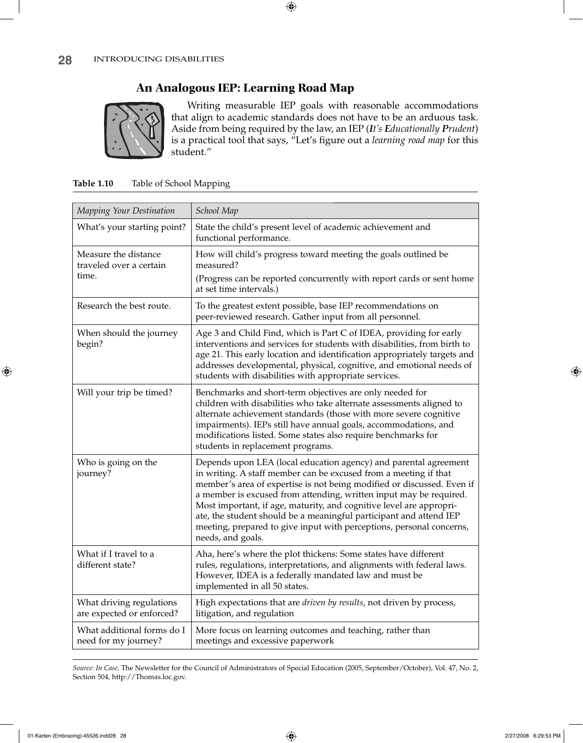## An Analogous IEP: Learning Road Map

Writing measurable IEP goals with reasonable accommodations that align to academic standards does not have to be an arduous task. Aside from being required by the law, an IEP (***I****t's* ***E****ducationally* ***P****rudent*) is a practical tool that says, "Let's figure out a *learning road map* for this student."

**Table 1.10** Table of School Mapping

| *Mapping Your Destination* | *School Map* |
|---|---|
| What's your starting point? | State the child's present level of academic achievement and functional performance. |
| Measure the distance traveled over a certain time. | How will child's progress toward meeting the goals outlined be measured? (Progress can be reported concurrently with report cards or sent home at set time intervals.) |
| Research the best route. | To the greatest extent possible, base IEP recommendations on peer-reviewed research. Gather input from all personnel. |
| When should the journey begin? | Age 3 and Child Find, which is Part C of IDEA, providing for early interventions and services for students with disabilities, from birth to age 21. This early location and identification appropriately targets and addresses developmental, physical, cognitive, and emotional needs of students with disabilities with appropriate services. |
| Will your trip be timed? | Benchmarks and short-term objectives are only needed for children with disabilities who take alternate assessments aligned to alternate achievement standards (those with more severe cognitive impairments). IEPs still have annual goals, accommodations, and modifications listed. Some states also require benchmarks for students in replacement programs. |
| Who is going on the journey? | Depends upon LEA (local education agency) and parental agreement in writing. A staff member can be excused from a meeting if that member's area of expertise is not being modified or discussed. Even if a member is excused from attending, written input may be required. Most important, if age, maturity, and cognitive level are appropriate, the student should be a meaningful participant and attend IEP meeting, prepared to give input with perceptions, personal concerns, needs, and goals. |
| What if I travel to a different state? | Aha, here's where the plot thickens: Some states have different rules, regulations, interpretations, and alignments with federal laws. However, IDEA is a federally mandated law and must be implemented in all 50 states. |
| What driving regulations are expected or enforced? | High expectations that are *driven by results*, not driven by process, litigation, and regulation |
| What additional forms do I need for my journey? | More focus on learning outcomes and teaching, rather than meetings and excessive paperwork |

*Source*: *In Case,* The Newsletter for the Council of Administrators of Special Education (2005, September/October), Vol. 47, No. 2, Section 504, http://Thomas.loc.gov.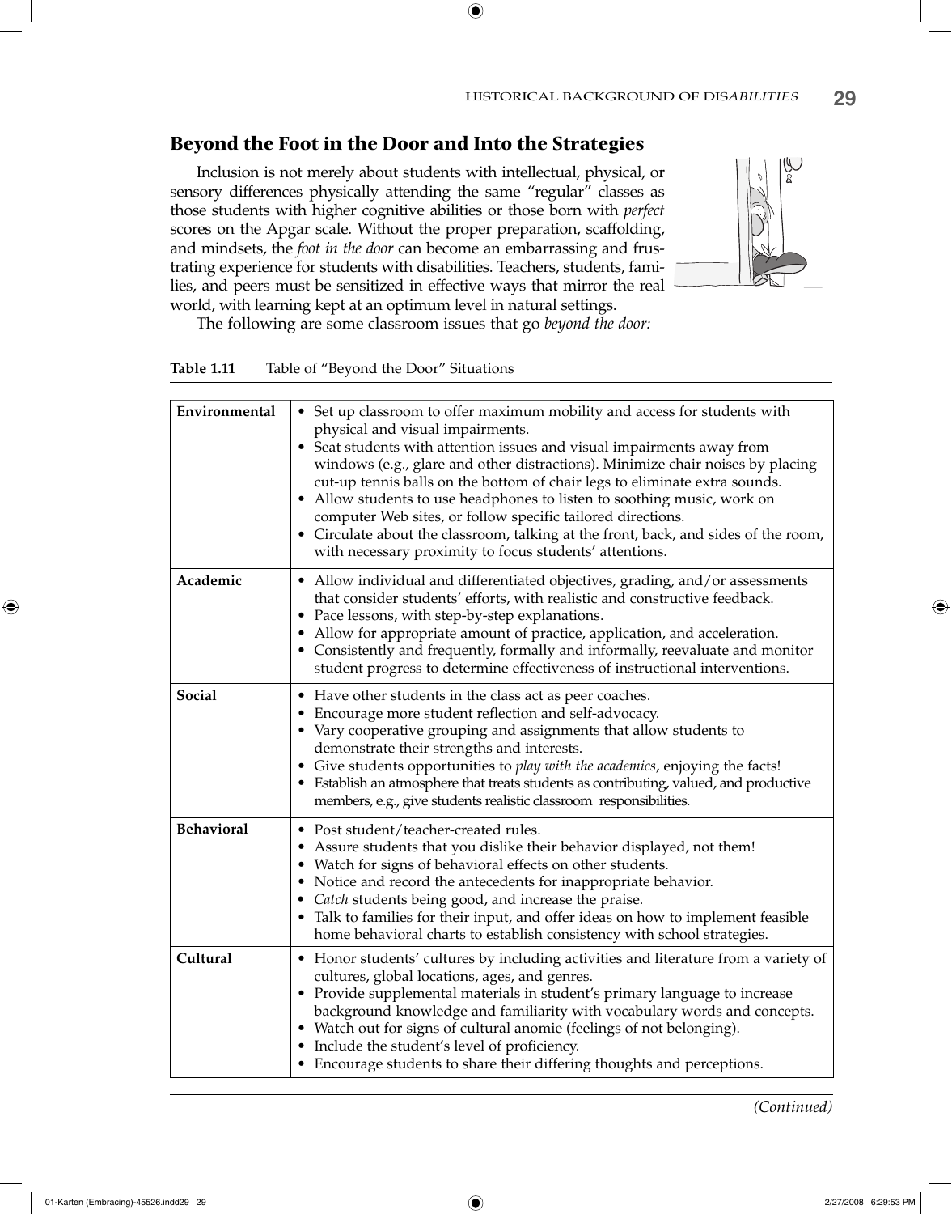## Beyond the Foot in the Door and Into the Strategies

Inclusion is not merely about students with intellectual, physical, or sensory differences physically attending the same "regular" classes as those students with higher cognitive abilities or those born with *perfect* scores on the Apgar scale. Without the proper preparation, scaffolding, and mindsets, the *foot in the door* can become an embarrassing and frustrating experience for students with disabilities. Teachers, students, families, and peers must be sensitized in effective ways that mirror the real world, with learning kept at an optimum level in natural settings.

The following are some classroom issues that go *beyond the door:*

**Table 1.11** Table of "Beyond the Door" Situations

| | |
|---|---|
| **Environmental** | • Set up classroom to offer maximum mobility and access for students with physical and visual impairments.<br>• Seat students with attention issues and visual impairments away from windows (e.g., glare and other distractions). Minimize chair noises by placing cut-up tennis balls on the bottom of chair legs to eliminate extra sounds.<br>• Allow students to use headphones to listen to soothing music, work on computer Web sites, or follow specific tailored directions.<br>• Circulate about the classroom, talking at the front, back, and sides of the room, with necessary proximity to focus students' attentions. |
| **Academic** | • Allow individual and differentiated objectives, grading, and/or assessments that consider students' efforts, with realistic and constructive feedback.<br>• Pace lessons, with step-by-step explanations.<br>• Allow for appropriate amount of practice, application, and acceleration.<br>• Consistently and frequently, formally and informally, reevaluate and monitor student progress to determine effectiveness of instructional interventions. |
| **Social** | • Have other students in the class act as peer coaches.<br>• Encourage more student reflection and self-advocacy.<br>• Vary cooperative grouping and assignments that allow students to demonstrate their strengths and interests.<br>• Give students opportunities to *play with the academics*, enjoying the facts!<br>• Establish an atmosphere that treats students as contributing, valued, and productive members, e.g., give students realistic classroom responsibilities. |
| **Behavioral** | • Post student/teacher-created rules.<br>• Assure students that you dislike their behavior displayed, not them!<br>• Watch for signs of behavioral effects on other students.<br>• Notice and record the antecedents for inappropriate behavior.<br>• *Catch* students being good, and increase the praise.<br>• Talk to families for their input, and offer ideas on how to implement feasible home behavioral charts to establish consistency with school strategies. |
| **Cultural** | • Honor students' cultures by including activities and literature from a variety of cultures, global locations, ages, and genres.<br>• Provide supplemental materials in student's primary language to increase background knowledge and familiarity with vocabulary words and concepts.<br>• Watch out for signs of cultural anomie (feelings of not belonging).<br>• Include the student's level of proficiency.<br>• Encourage students to share their differing thoughts and perceptions. |

*(Continued)*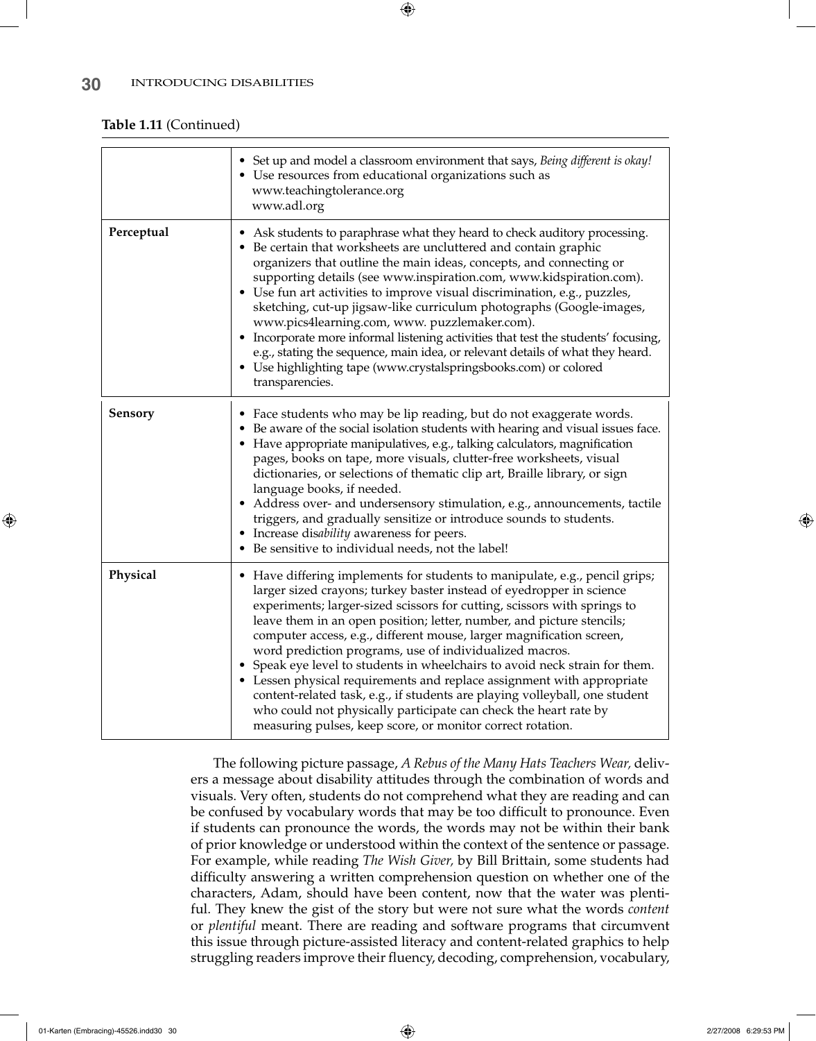**Table 1.11** (Continued)

| | |
|---|---|
| | • Set up and model a classroom environment that says, *Being different is okay!*<br>• Use resources from educational organizations such as www.teachingtolerance.org www.adl.org |
| **Perceptual** | • Ask students to paraphrase what they heard to check auditory processing.<br>• Be certain that worksheets are uncluttered and contain graphic organizers that outline the main ideas, concepts, and connecting or supporting details (see www.inspiration.com, www.kidspiration.com).<br>• Use fun art activities to improve visual discrimination, e.g., puzzles, sketching, cut-up jigsaw-like curriculum photographs (Google-images, www.pics4learning.com, www. puzzlemaker.com).<br>• Incorporate more informal listening activities that test the students' focusing, e.g., stating the sequence, main idea, or relevant details of what they heard.<br>• Use highlighting tape (www.crystalspringsbooks.com) or colored transparencies. |
| **Sensory** | • Face students who may be lip reading, but do not exaggerate words.<br>• Be aware of the social isolation students with hearing and visual issues face.<br>• Have appropriate manipulatives, e.g., talking calculators, magnification pages, books on tape, more visuals, clutter-free worksheets, visual dictionaries, or selections of thematic clip art, Braille library, or sign language books, if needed.<br>• Address over- and undersensory stimulation, e.g., announcements, tactile triggers, and gradually sensitize or introduce sounds to students.<br>• Increase dis*ability* awareness for peers.<br>• Be sensitive to individual needs, not the label! |
| **Physical** | • Have differing implements for students to manipulate, e.g., pencil grips; larger sized crayons; turkey baster instead of eyedropper in science experiments; larger-sized scissors for cutting, scissors with springs to leave them in an open position; letter, number, and picture stencils; computer access, e.g., different mouse, larger magnification screen, word prediction programs, use of individualized macros.<br>• Speak eye level to students in wheelchairs to avoid neck strain for them.<br>• Lessen physical requirements and replace assignment with appropriate content-related task, e.g., if students are playing volleyball, one student who could not physically participate can check the heart rate by measuring pulses, keep score, or monitor correct rotation. |

The following picture passage, *A Rebus of the Many Hats Teachers Wear,* delivers a message about disability attitudes through the combination of words and visuals. Very often, students do not comprehend what they are reading and can be confused by vocabulary words that may be too difficult to pronounce. Even if students can pronounce the words, the words may not be within their bank of prior knowledge or understood within the context of the sentence or passage. For example, while reading *The Wish Giver,* by Bill Brittain, some students had difficulty answering a written comprehension question on whether one of the characters, Adam, should have been content, now that the water was plentiful. They knew the gist of the story but were not sure what the words *content* or *plentiful* meant. There are reading and software programs that circumvent this issue through picture-assisted literacy and content-related graphics to help struggling readers improve their fluency, decoding, comprehension, vocabulary,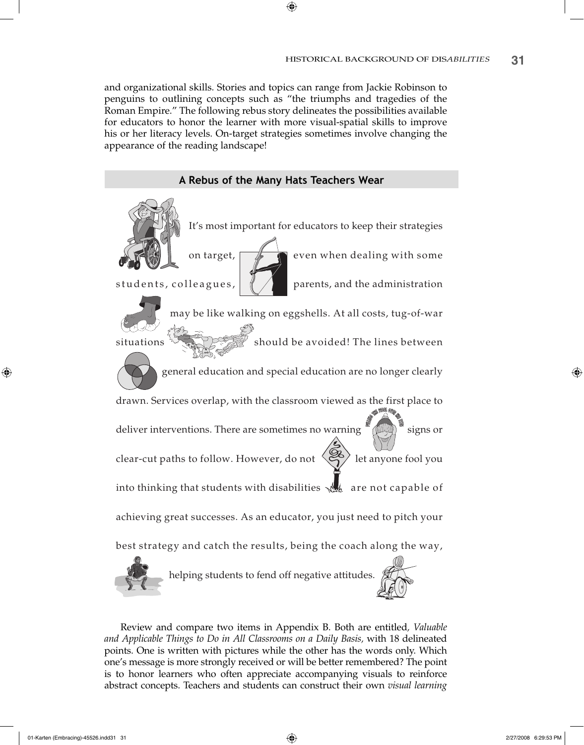and organizational skills. Stories and topics can range from Jackie Robinson to penguins to outlining concepts such as "the triumphs and tragedies of the Roman Empire." The following rebus story delineates the possibilities available for educators to honor the learner with more visual-spatial skills to improve his or her literacy levels. On-target strategies sometimes involve changing the appearance of the reading landscape!

### A Rebus of the Many Hats Teachers Wear

It's most important for educators to keep their strategies on target, even when dealing with some students, colleagues, parents, and the administration may be like walking on eggshells. At all costs, tug-of-war situations should be avoided! The lines between general education and special education are no longer clearly drawn. Services overlap, with the classroom viewed as the first place to deliver interventions. There are sometimes no warning signs or clear-cut paths to follow. However, do not let anyone fool you into thinking that students with disabilities are not capable of achieving great successes. As an educator, you just need to pitch your best strategy and catch the results, being the coach along the way, helping students to fend off negative attitudes.

Review and compare two items in Appendix B. Both are entitled, *Valuable and Applicable Things to Do in All Classrooms on a Daily Basis*, with 18 delineated points. One is written with pictures while the other has the words only. Which one's message is more strongly received or will be better remembered? The point is to honor learners who often appreciate accompanying visuals to reinforce abstract concepts. Teachers and students can construct their own *visual learning*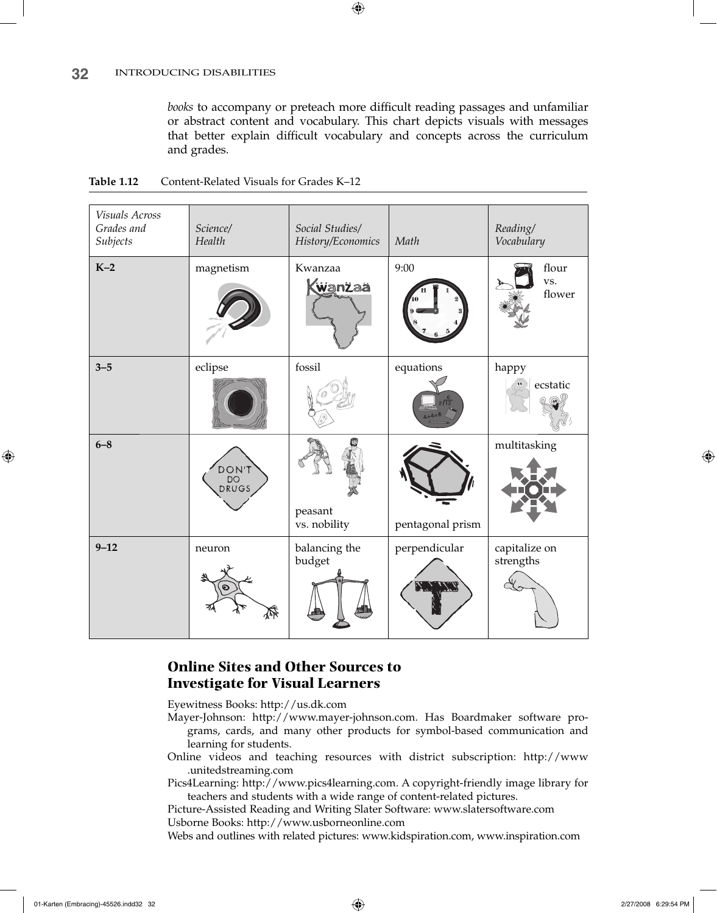*books* to accompany or preteach more difficult reading passages and unfamiliar or abstract content and vocabulary. This chart depicts visuals with messages that better explain difficult vocabulary and concepts across the curriculum and grades.

**Table 1.12** Content-Related Visuals for Grades K–12

| *Visuals Across Grades and Subjects* | *Science/ Health* | *Social Studies/ History/Economics* | *Math* | *Reading/ Vocabulary* |
|---|---|---|---|---|
| **K–2** | magnetism | Kwanzaa | 9:00 | flour vs. flower |
| **3–5** | eclipse | fossil | equations | happy ecstatic |
| **6–8** | DON'T DO DRUGS | peasant vs. nobility | pentagonal prism | multitasking |
| **9–12** | neuron | balancing the budget | perpendicular | capitalize on strengths |

## Online Sites and Other Sources to Investigate for Visual Learners

Eyewitness Books: http://us.dk.com

Mayer-Johnson: http://www.mayer-johnson.com. Has Boardmaker software programs, cards, and many other products for symbol-based communication and learning for students.

Online videos and teaching resources with district subscription: http://www.unitedstreaming.com

Pics4Learning: http://www.pics4learning.com. A copyright-friendly image library for teachers and students with a wide range of content-related pictures.

Picture-Assisted Reading and Writing Slater Software: www.slatersoftware.com

Usborne Books: http://www.usborneonline.com

Webs and outlines with related pictures: www.kidspiration.com, www.inspiration.com